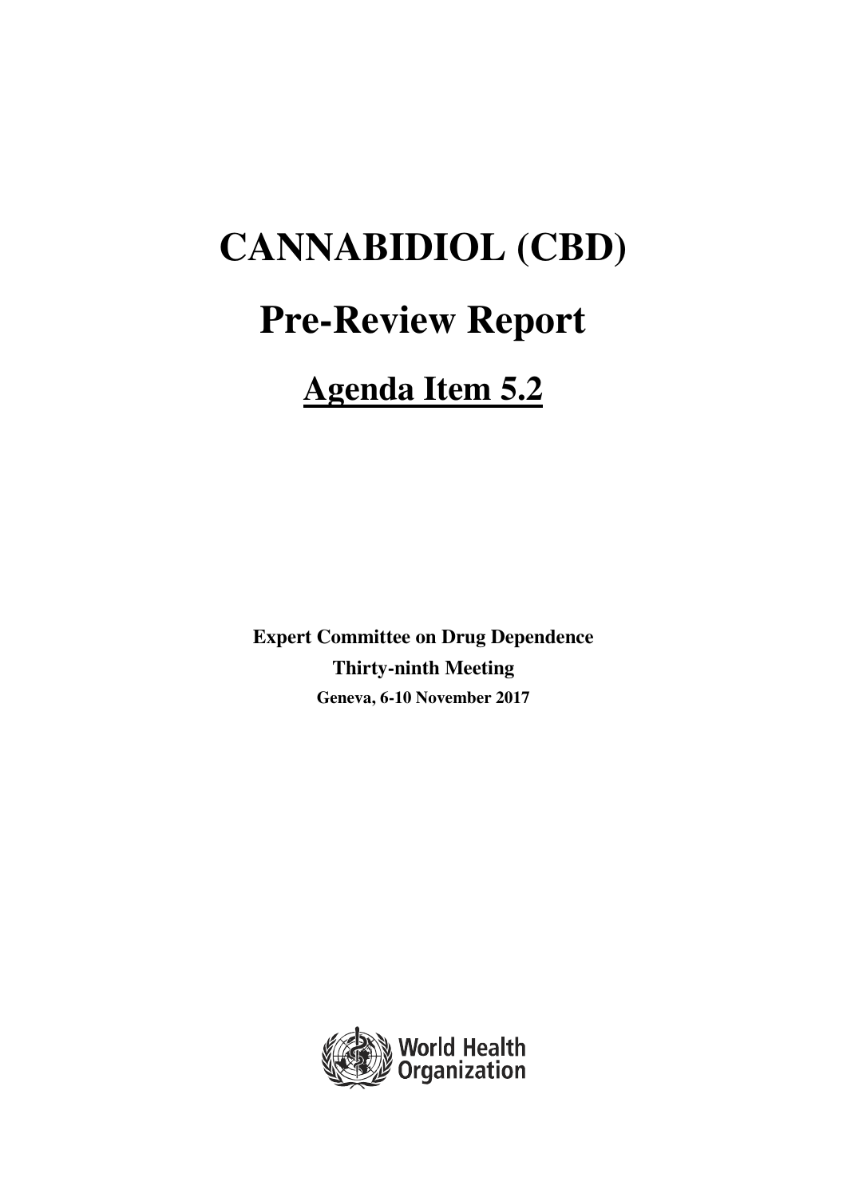# CANNABIDIOL (CBD)

# Pre-Review Report

## Agenda Item 5.2

**Expert Committee on Drug Dependence**

**Thirty-ninth Meeting**

**Geneva, 6-10 November 2017**

World Health Organization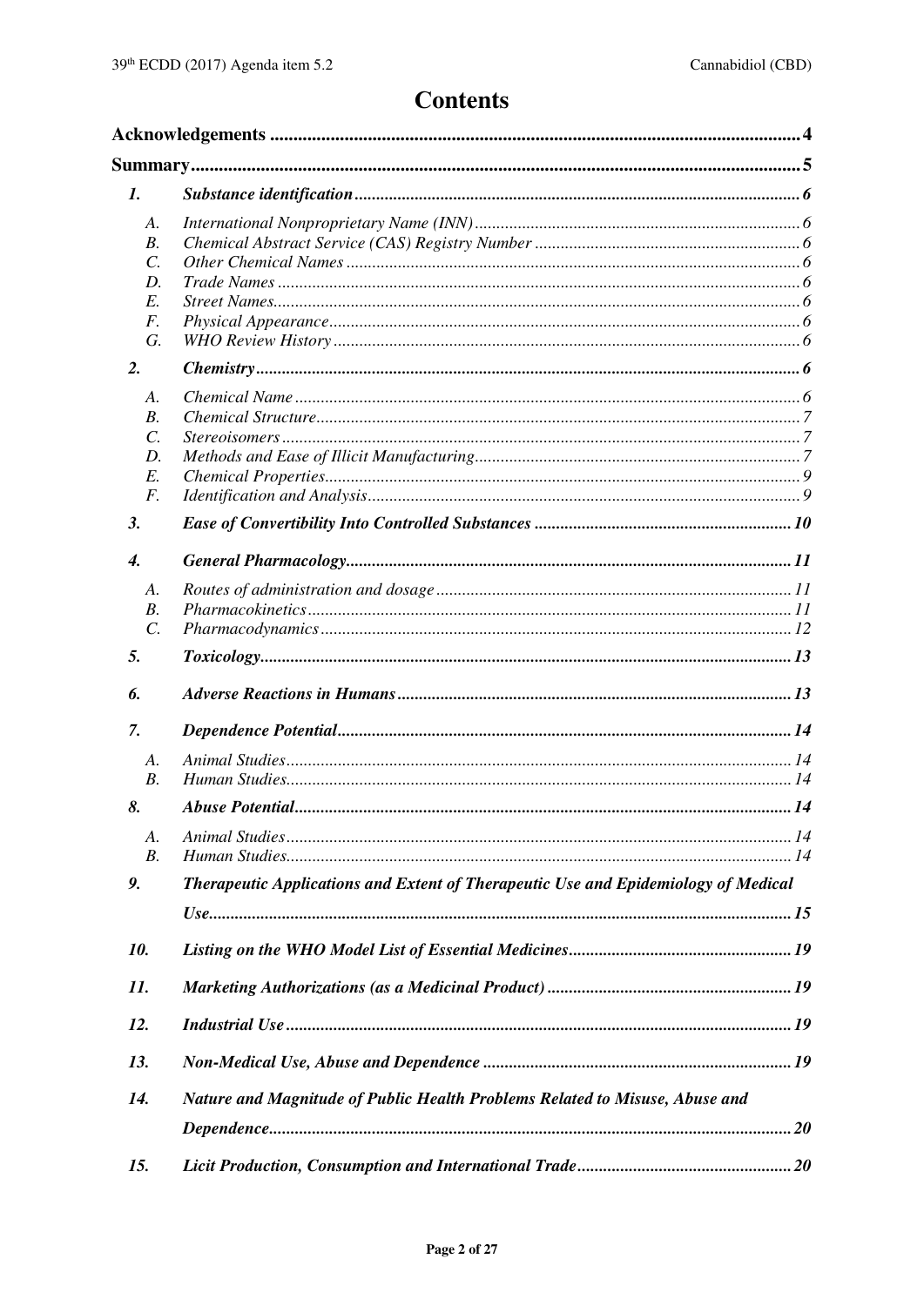# Contents

**Acknowledgements** ........ **4**

**Summary** ........ **5**

***1. Substance identification*** ........ ***6***

- *A. International Nonproprietary Name (INN)* ........ *6*
- *B. Chemical Abstract Service (CAS) Registry Number* ........ *6*
- *C. Other Chemical Names* ........ *6*
- *D. Trade Names* ........ *6*
- *E. Street Names* ........ *6*
- *F. Physical Appearance* ........ *6*
- *G. WHO Review History* ........ *6*

***2. Chemistry*** ........ ***6***

- *A. Chemical Name* ........ *6*
- *B. Chemical Structure* ........ *7*
- *C. Stereoisomers* ........ *7*
- *D. Methods and Ease of Illicit Manufacturing* ........ *7*
- *E. Chemical Properties* ........ *9*
- *F. Identification and Analysis* ........ *9*

***3. Ease of Convertibility Into Controlled Substances*** ........ ***10***

***4. General Pharmacology*** ........ ***11***

- *A. Routes of administration and dosage* ........ *11*
- *B. Pharmacokinetics* ........ *11*
- *C. Pharmacodynamics* ........ *12*

***5. Toxicology*** ........ ***13***

***6. Adverse Reactions in Humans*** ........ ***13***

***7. Dependence Potential*** ........ ***14***

- *A. Animal Studies* ........ *14*
- *B. Human Studies* ........ *14*

***8. Abuse Potential*** ........ ***14***

- *A. Animal Studies* ........ *14*
- *B. Human Studies* ........ *14*

***9. Therapeutic Applications and Extent of Therapeutic Use and Epidemiology of Medical Use*** ........ ***15***

***10. Listing on the WHO Model List of Essential Medicines*** ........ ***19***

***11. Marketing Authorizations (as a Medicinal Product)*** ........ ***19***

***12. Industrial Use*** ........ ***19***

***13. Non-Medical Use, Abuse and Dependence*** ........ ***19***

***14. Nature and Magnitude of Public Health Problems Related to Misuse, Abuse and Dependence*** ........ ***20***

***15. Licit Production, Consumption and International Trade*** ........ ***20***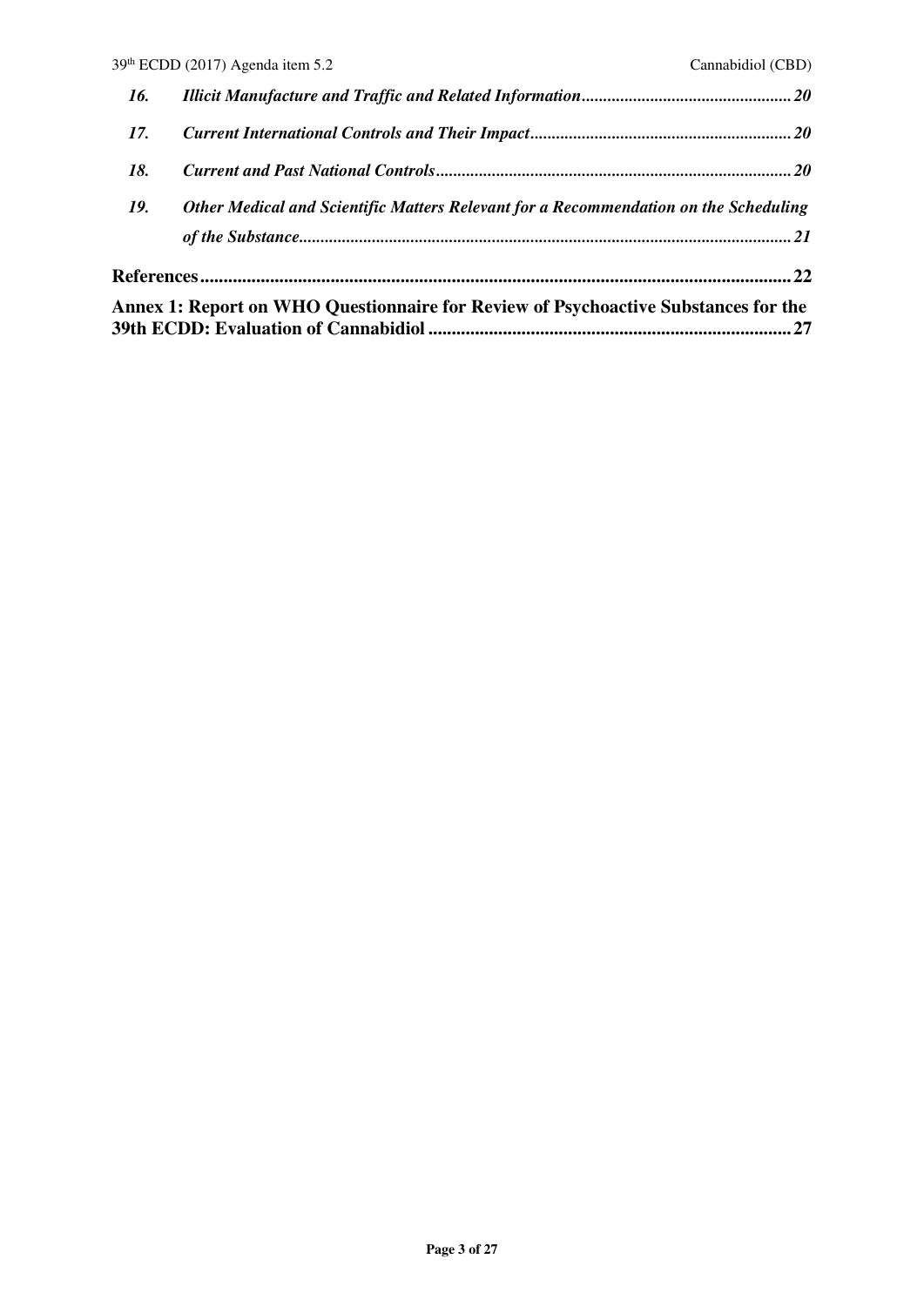*16. Illicit Manufacture and Traffic and Related Information ................................................ 20*

*17. Current International Controls and Their Impact ............................................................ 20*

*18. Current and Past National Controls ................................................................................. 20*

*19. Other Medical and Scientific Matters Relevant for a Recommendation on the Scheduling of the Substance ................................................................................................................. 21*

**References ................................................................................................................................ 22**

**Annex 1: Report on WHO Questionnaire for Review of Psychoactive Substances for the 39th ECDD: Evaluation of Cannabidiol ............................................................................. 27**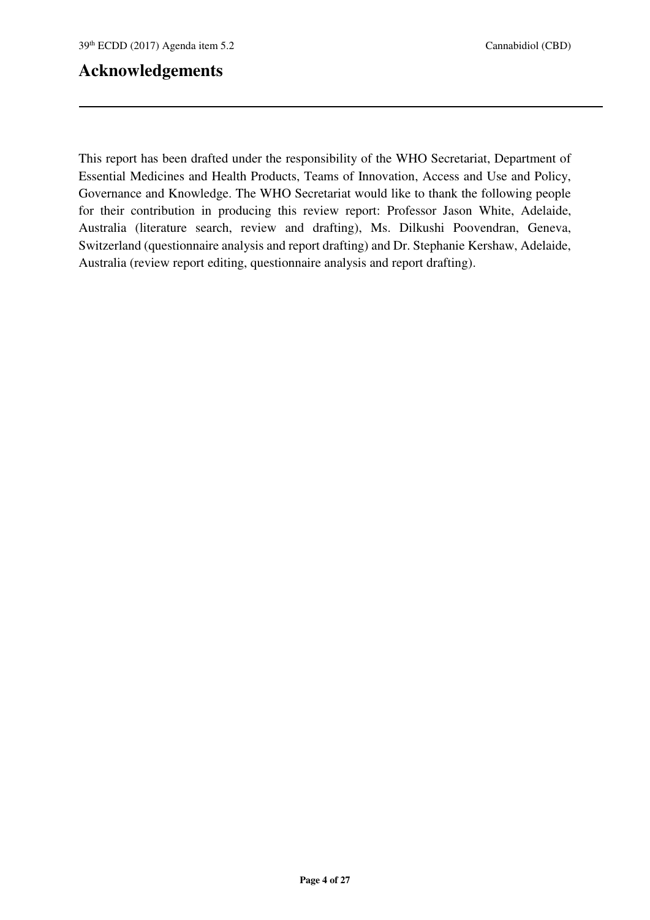# Acknowledgements

This report has been drafted under the responsibility of the WHO Secretariat, Department of Essential Medicines and Health Products, Teams of Innovation, Access and Use and Policy, Governance and Knowledge. The WHO Secretariat would like to thank the following people for their contribution in producing this review report: Professor Jason White, Adelaide, Australia (literature search, review and drafting), Ms. Dilkushi Poovendran, Geneva, Switzerland (questionnaire analysis and report drafting) and Dr. Stephanie Kershaw, Adelaide, Australia (review report editing, questionnaire analysis and report drafting).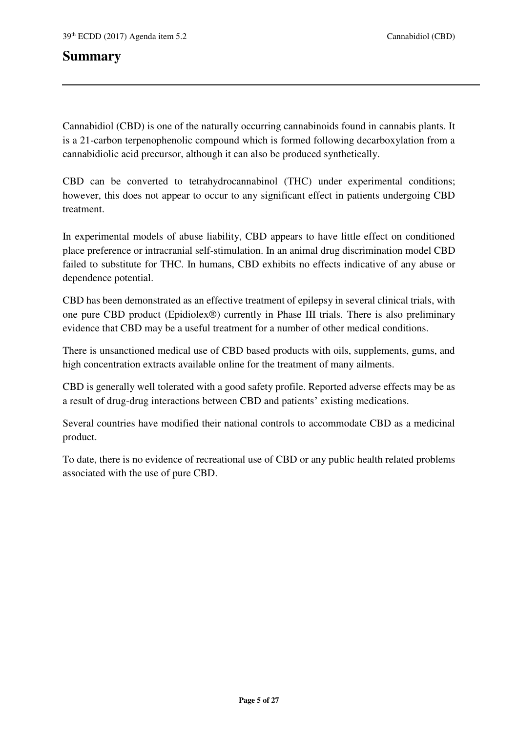# Summary

Cannabidiol (CBD) is one of the naturally occurring cannabinoids found in cannabis plants. It is a 21-carbon terpenophenolic compound which is formed following decarboxylation from a cannabidiolic acid precursor, although it can also be produced synthetically.

CBD can be converted to tetrahydrocannabinol (THC) under experimental conditions; however, this does not appear to occur to any significant effect in patients undergoing CBD treatment.

In experimental models of abuse liability, CBD appears to have little effect on conditioned place preference or intracranial self-stimulation. In an animal drug discrimination model CBD failed to substitute for THC. In humans, CBD exhibits no effects indicative of any abuse or dependence potential.

CBD has been demonstrated as an effective treatment of epilepsy in several clinical trials, with one pure CBD product (Epidiolex®) currently in Phase III trials. There is also preliminary evidence that CBD may be a useful treatment for a number of other medical conditions.

There is unsanctioned medical use of CBD based products with oils, supplements, gums, and high concentration extracts available online for the treatment of many ailments.

CBD is generally well tolerated with a good safety profile. Reported adverse effects may be as a result of drug-drug interactions between CBD and patients' existing medications.

Several countries have modified their national controls to accommodate CBD as a medicinal product.

To date, there is no evidence of recreational use of CBD or any public health related problems associated with the use of pure CBD.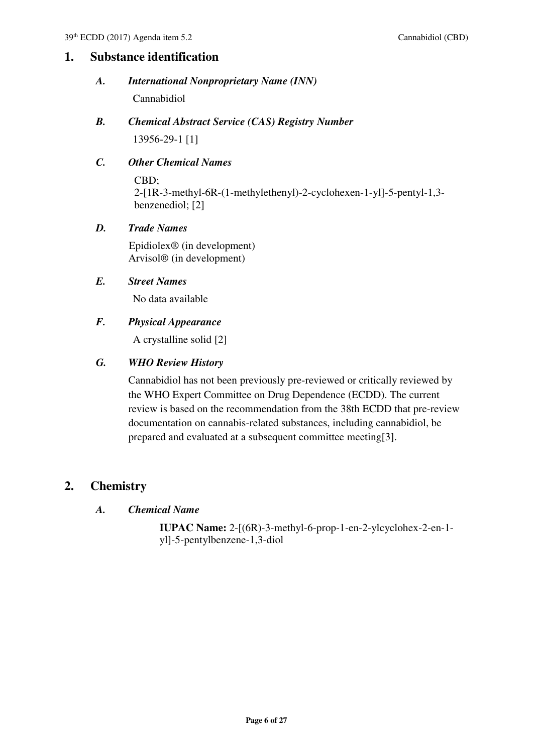## 1. Substance identification

### *A. International Nonproprietary Name (INN)*

Cannabidiol

### *B. Chemical Abstract Service (CAS) Registry Number*

13956-29-1 [1]

### *C. Other Chemical Names*

CBD;
2-[1R-3-methyl-6R-(1-methylethenyl)-2-cyclohexen-1-yl]-5-pentyl-1,3-benzenediol; [2]

### *D. Trade Names*

Epidiolex® (in development)
Arvisol® (in development)

### *E. Street Names*

No data available

### *F. Physical Appearance*

A crystalline solid [2]

### *G. WHO Review History*

Cannabidiol has not been previously pre-reviewed or critically reviewed by the WHO Expert Committee on Drug Dependence (ECDD). The current review is based on the recommendation from the 38th ECDD that pre-review documentation on cannabis-related substances, including cannabidiol, be prepared and evaluated at a subsequent committee meeting[3].

## 2. Chemistry

### *A. Chemical Name*

**IUPAC Name:** 2-[(6R)-3-methyl-6-prop-1-en-2-ylcyclohex-2-en-1-yl]-5-pentylbenzene-1,3-diol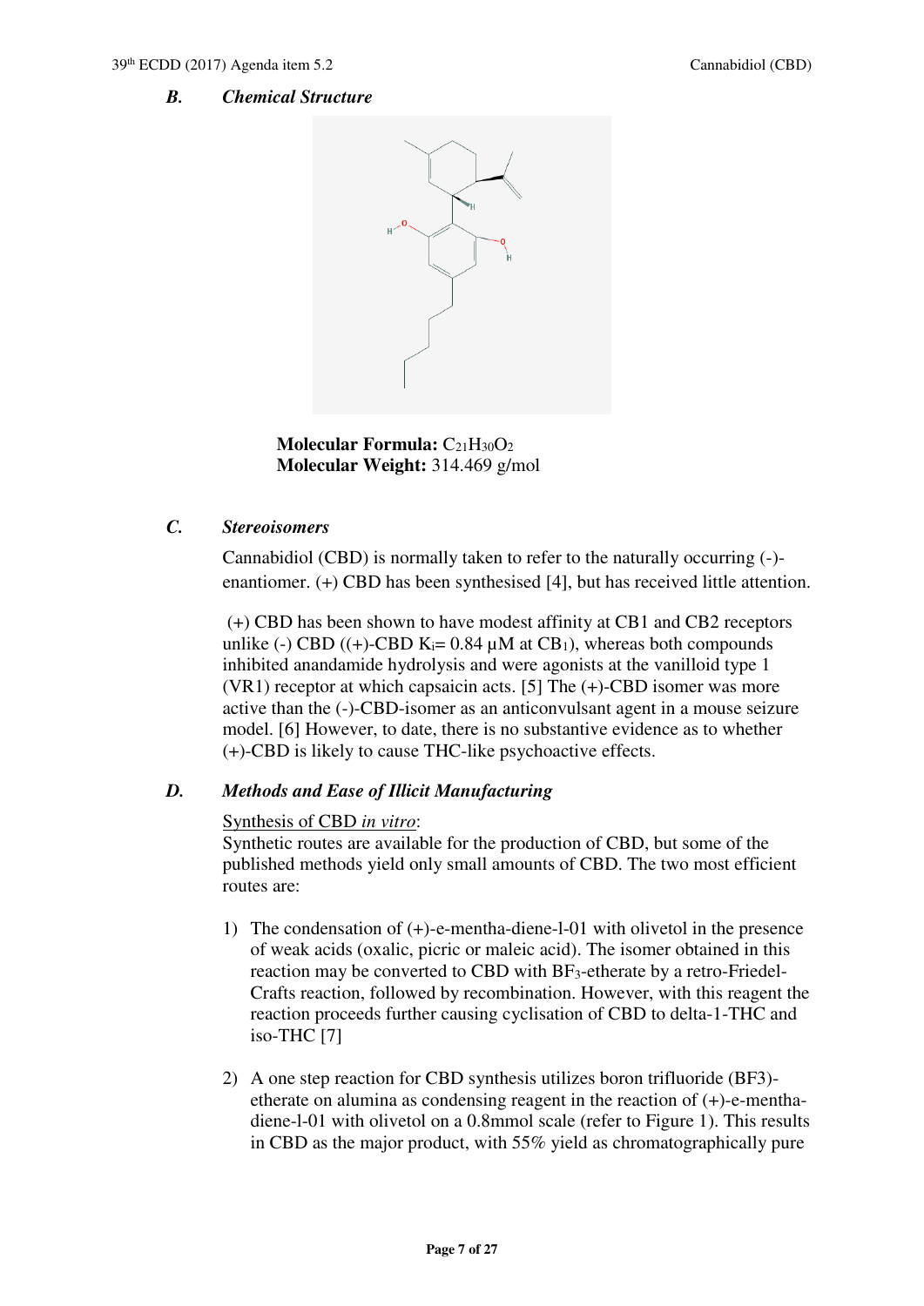## B. *Chemical Structure*

**Molecular Formula:** $C_{21}H_{30}O_2$
**Molecular Weight:** 314.469 g/mol

## C. *Stereoisomers*

Cannabidiol (CBD) is normally taken to refer to the naturally occurring (-)-enantiomer. (+) CBD has been synthesised [4], but has received little attention.

(+) CBD has been shown to have modest affinity at CB1 and CB2 receptors unlike (-) CBD ((+)-CBD $K_i$= 0.84 µM at $CB_1$), whereas both compounds inhibited anandamide hydrolysis and were agonists at the vanilloid type 1 (VR1) receptor at which capsaicin acts. [5] The (+)-CBD isomer was more active than the (-)-CBD-isomer as an anticonvulsant agent in a mouse seizure model. [6] However, to date, there is no substantive evidence as to whether (+)-CBD is likely to cause THC-like psychoactive effects.

## D. *Methods and Ease of Illicit Manufacturing*

<u>Synthesis of CBD *in vitro*</u>:
Synthetic routes are available for the production of CBD, but some of the published methods yield only small amounts of CBD. The two most efficient routes are:

1) The condensation of (+)-e-mentha-diene-l-01 with olivetol in the presence of weak acids (oxalic, picric or maleic acid). The isomer obtained in this reaction may be converted to CBD with $BF_3$-etherate by a retro-Friedel-Crafts reaction, followed by recombination. However, with this reagent the reaction proceeds further causing cyclisation of CBD to delta-1-THC and iso-THC [7]

2) A one step reaction for CBD synthesis utilizes boron trifluoride (BF3)-etherate on alumina as condensing reagent in the reaction of (+)-e-mentha-diene-l-01 with olivetol on a 0.8mmol scale (refer to Figure 1). This results in CBD as the major product, with 55% yield as chromatographically pure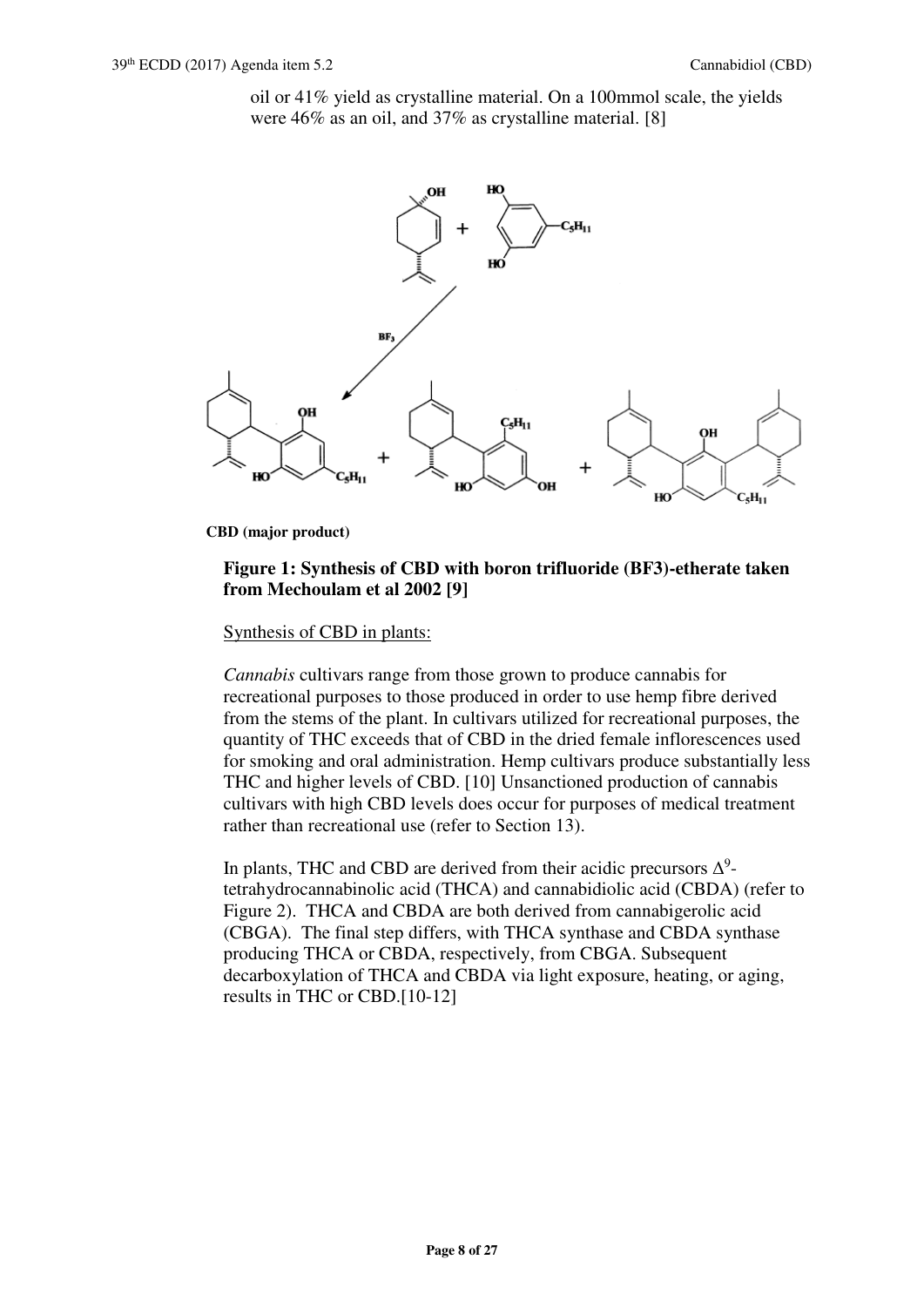oil or 41% yield as crystalline material. On a 100mmol scale, the yields were 46% as an oil, and 37% as crystalline material. [8]

OH

HO

$C_5H_{11}$

HO

$BF_3$

OH

HO

$C_5H_{11}$

$C_5H_{11}$

HO

OH

OH

HO

$C_5H_{11}$

**CBD (major product)**

**Figure 1: Synthesis of CBD with boron trifluoride (BF3)-etherate taken from Mechoulam et al 2002 [9]**

Synthesis of CBD in plants:

*Cannabis* cultivars range from those grown to produce cannabis for recreational purposes to those produced in order to use hemp fibre derived from the stems of the plant. In cultivars utilized for recreational purposes, the quantity of THC exceeds that of CBD in the dried female inflorescences used for smoking and oral administration. Hemp cultivars produce substantially less THC and higher levels of CBD. [10] Unsanctioned production of cannabis cultivars with high CBD levels does occur for purposes of medical treatment rather than recreational use (refer to Section 13).

In plants, THC and CBD are derived from their acidic precursors $\Delta^9$-tetrahydrocannabinolic acid (THCA) and cannabidiolic acid (CBDA) (refer to Figure 2). THCA and CBDA are both derived from cannabigerolic acid (CBGA). The final step differs, with THCA synthase and CBDA synthase producing THCA or CBDA, respectively, from CBGA. Subsequent decarboxylation of THCA and CBDA via light exposure, heating, or aging, results in THC or CBD.[10-12]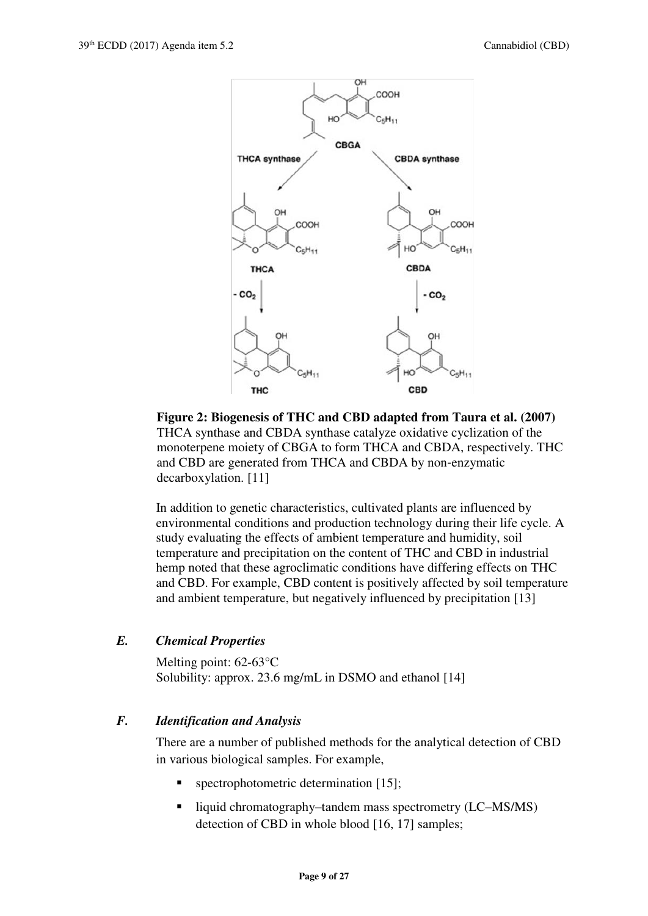**Figure 2: Biogenesis of THC and CBD adapted from Taura et al. (2007)** THCA synthase and CBDA synthase catalyze oxidative cyclization of the monoterpene moiety of CBGA to form THCA and CBDA, respectively. THC and CBD are generated from THCA and CBDA by non-enzymatic decarboxylation. [11]

In addition to genetic characteristics, cultivated plants are influenced by environmental conditions and production technology during their life cycle. A study evaluating the effects of ambient temperature and humidity, soil temperature and precipitation on the content of THC and CBD in industrial hemp noted that these agroclimatic conditions have differing effects on THC and CBD. For example, CBD content is positively affected by soil temperature and ambient temperature, but negatively influenced by precipitation [13]

### *E. Chemical Properties*

Melting point: 62-63°C
Solubility: approx. 23.6 mg/mL in DSMO and ethanol [14]

### *F. Identification and Analysis*

There are a number of published methods for the analytical detection of CBD in various biological samples. For example,

- spectrophotometric determination [15];
- liquid chromatography–tandem mass spectrometry (LC–MS/MS) detection of CBD in whole blood [16, 17] samples;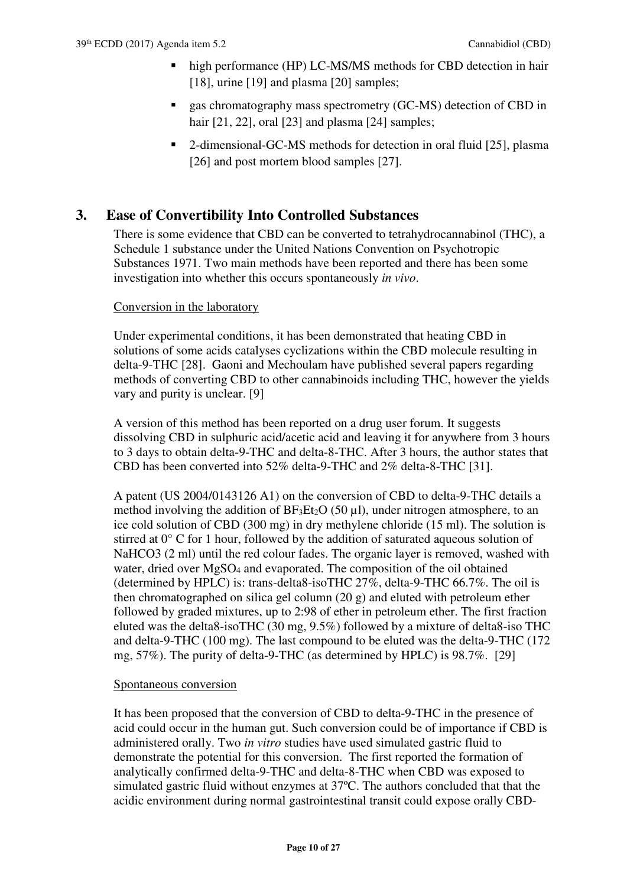- high performance (HP) LC-MS/MS methods for CBD detection in hair [18], urine [19] and plasma [20] samples;
- gas chromatography mass spectrometry (GC-MS) detection of CBD in hair [21, 22], oral [23] and plasma [24] samples;
- 2-dimensional-GC-MS methods for detection in oral fluid [25], plasma [26] and post mortem blood samples [27].

## 3. Ease of Convertibility Into Controlled Substances

There is some evidence that CBD can be converted to tetrahydrocannabinol (THC), a Schedule 1 substance under the United Nations Convention on Psychotropic Substances 1971. Two main methods have been reported and there has been some investigation into whether this occurs spontaneously *in vivo*.

Conversion in the laboratory

Under experimental conditions, it has been demonstrated that heating CBD in solutions of some acids catalyses cyclizations within the CBD molecule resulting in delta-9-THC [28]. Gaoni and Mechoulam have published several papers regarding methods of converting CBD to other cannabinoids including THC, however the yields vary and purity is unclear. [9]

A version of this method has been reported on a drug user forum. It suggests dissolving CBD in sulphuric acid/acetic acid and leaving it for anywhere from 3 hours to 3 days to obtain delta-9-THC and delta-8-THC. After 3 hours, the author states that CBD has been converted into 52% delta-9-THC and 2% delta-8-THC [31].

A patent (US 2004/0143126 A1) on the conversion of CBD to delta-9-THC details a method involving the addition of $BF_3Et_2O$ (50 µl), under nitrogen atmosphere, to an ice cold solution of CBD (300 mg) in dry methylene chloride (15 ml). The solution is stirred at 0° C for 1 hour, followed by the addition of saturated aqueous solution of NaHCO3 (2 ml) until the red colour fades. The organic layer is removed, washed with water, dried over $MgSO_4$ and evaporated. The composition of the oil obtained (determined by HPLC) is: trans-delta8-isoTHC 27%, delta-9-THC 66.7%. The oil is then chromatographed on silica gel column (20 g) and eluted with petroleum ether followed by graded mixtures, up to 2:98 of ether in petroleum ether. The first fraction eluted was the delta8-isoTHC (30 mg, 9.5%) followed by a mixture of delta8-iso THC and delta-9-THC (100 mg). The last compound to be eluted was the delta-9-THC (172 mg, 57%). The purity of delta-9-THC (as determined by HPLC) is 98.7%. [29]

Spontaneous conversion

It has been proposed that the conversion of CBD to delta-9-THC in the presence of acid could occur in the human gut. Such conversion could be of importance if CBD is administered orally. Two *in vitro* studies have used simulated gastric fluid to demonstrate the potential for this conversion. The first reported the formation of analytically confirmed delta-9-THC and delta-8-THC when CBD was exposed to simulated gastric fluid without enzymes at 37ºC. The authors concluded that that the acidic environment during normal gastrointestinal transit could expose orally CBD-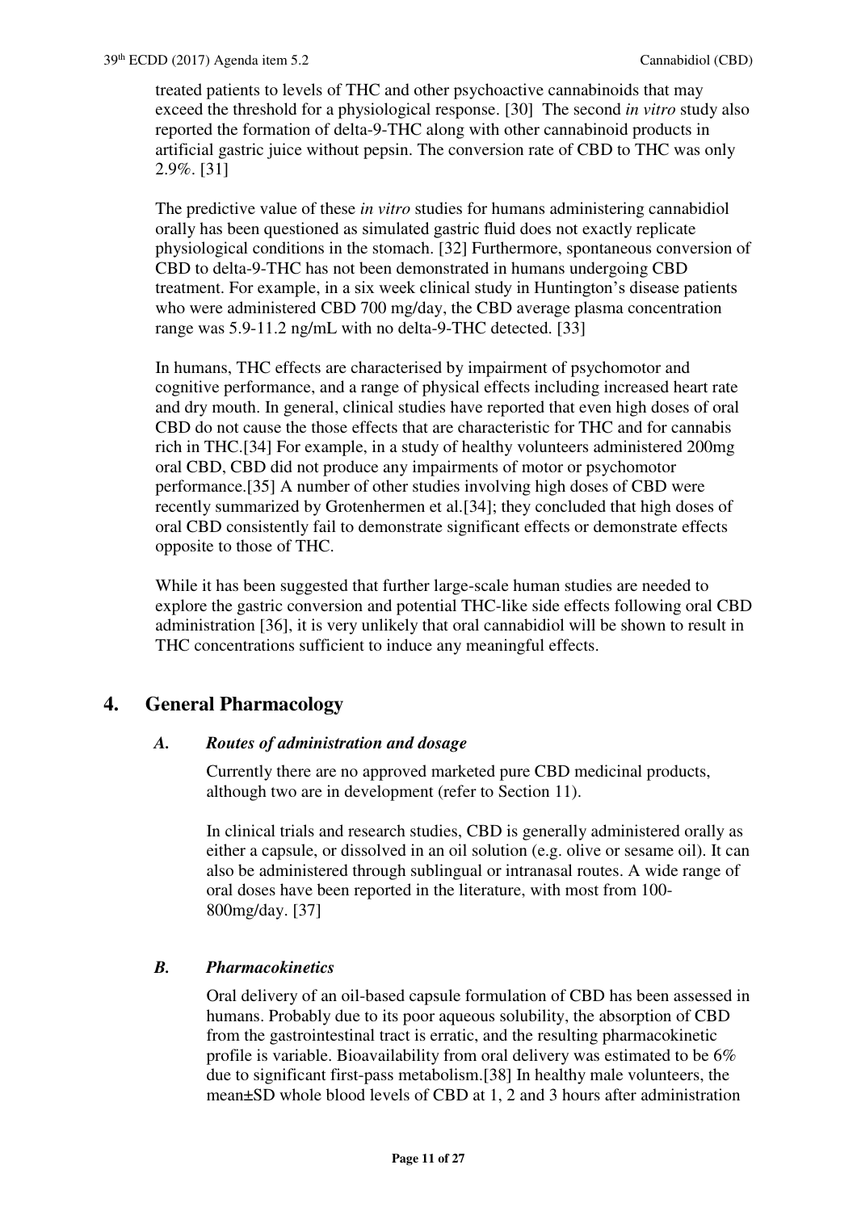treated patients to levels of THC and other psychoactive cannabinoids that may exceed the threshold for a physiological response. [30] The second *in vitro* study also reported the formation of delta-9-THC along with other cannabinoid products in artificial gastric juice without pepsin. The conversion rate of CBD to THC was only 2.9%. [31]

The predictive value of these *in vitro* studies for humans administering cannabidiol orally has been questioned as simulated gastric fluid does not exactly replicate physiological conditions in the stomach. [32] Furthermore, spontaneous conversion of CBD to delta-9-THC has not been demonstrated in humans undergoing CBD treatment. For example, in a six week clinical study in Huntington's disease patients who were administered CBD 700 mg/day, the CBD average plasma concentration range was 5.9-11.2 ng/mL with no delta-9-THC detected. [33]

In humans, THC effects are characterised by impairment of psychomotor and cognitive performance, and a range of physical effects including increased heart rate and dry mouth. In general, clinical studies have reported that even high doses of oral CBD do not cause the those effects that are characteristic for THC and for cannabis rich in THC.[34] For example, in a study of healthy volunteers administered 200mg oral CBD, CBD did not produce any impairments of motor or psychomotor performance.[35] A number of other studies involving high doses of CBD were recently summarized by Grotenhermen et al.[34]; they concluded that high doses of oral CBD consistently fail to demonstrate significant effects or demonstrate effects opposite to those of THC.

While it has been suggested that further large-scale human studies are needed to explore the gastric conversion and potential THC-like side effects following oral CBD administration [36], it is very unlikely that oral cannabidiol will be shown to result in THC concentrations sufficient to induce any meaningful effects.

## 4. General Pharmacology

### *A. Routes of administration and dosage*

Currently there are no approved marketed pure CBD medicinal products, although two are in development (refer to Section 11).

In clinical trials and research studies, CBD is generally administered orally as either a capsule, or dissolved in an oil solution (e.g. olive or sesame oil). It can also be administered through sublingual or intranasal routes. A wide range of oral doses have been reported in the literature, with most from 100-800mg/day. [37]

### *B. Pharmacokinetics*

Oral delivery of an oil-based capsule formulation of CBD has been assessed in humans. Probably due to its poor aqueous solubility, the absorption of CBD from the gastrointestinal tract is erratic, and the resulting pharmacokinetic profile is variable. Bioavailability from oral delivery was estimated to be 6% due to significant first-pass metabolism.[38] In healthy male volunteers, the mean±SD whole blood levels of CBD at 1, 2 and 3 hours after administration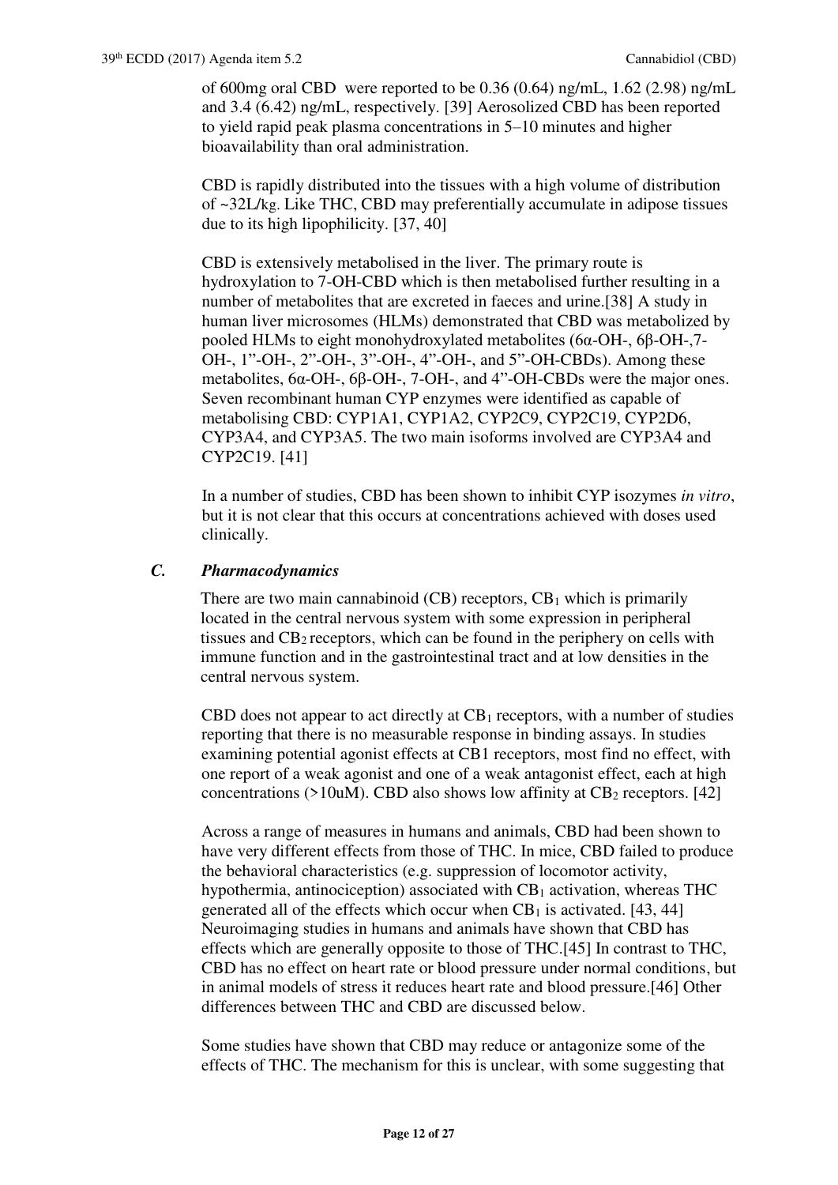of 600mg oral CBD were reported to be 0.36 (0.64) ng/mL, 1.62 (2.98) ng/mL and 3.4 (6.42) ng/mL, respectively. [39] Aerosolized CBD has been reported to yield rapid peak plasma concentrations in 5–10 minutes and higher bioavailability than oral administration.

CBD is rapidly distributed into the tissues with a high volume of distribution of ~32L/kg. Like THC, CBD may preferentially accumulate in adipose tissues due to its high lipophilicity. [37, 40]

CBD is extensively metabolised in the liver. The primary route is hydroxylation to 7-OH-CBD which is then metabolised further resulting in a number of metabolites that are excreted in faeces and urine.[38] A study in human liver microsomes (HLMs) demonstrated that CBD was metabolized by pooled HLMs to eight monohydroxylated metabolites (6α-OH-, 6β-OH-,7-OH-, 1”-OH-, 2”-OH-, 3”-OH-, 4”-OH-, and 5”-OH-CBDs). Among these metabolites, 6α-OH-, 6β-OH-, 7-OH-, and 4”-OH-CBDs were the major ones. Seven recombinant human CYP enzymes were identified as capable of metabolising CBD: CYP1A1, CYP1A2, CYP2C9, CYP2C19, CYP2D6, CYP3A4, and CYP3A5. The two main isoforms involved are CYP3A4 and CYP2C19. [41]

In a number of studies, CBD has been shown to inhibit CYP isozymes *in vitro*, but it is not clear that this occurs at concentrations achieved with doses used clinically.

### *C. Pharmacodynamics*

There are two main cannabinoid (CB) receptors, $CB_1$ which is primarily located in the central nervous system with some expression in peripheral tissues and $CB_2$ receptors, which can be found in the periphery on cells with immune function and in the gastrointestinal tract and at low densities in the central nervous system.

CBD does not appear to act directly at $CB_1$ receptors, with a number of studies reporting that there is no measurable response in binding assays. In studies examining potential agonist effects at CB1 receptors, most find no effect, with one report of a weak agonist and one of a weak antagonist effect, each at high concentrations (>10uM). CBD also shows low affinity at $CB_2$ receptors. [42]

Across a range of measures in humans and animals, CBD had been shown to have very different effects from those of THC. In mice, CBD failed to produce the behavioral characteristics (e.g. suppression of locomotor activity, hypothermia, antinociception) associated with $CB_1$ activation, whereas THC generated all of the effects which occur when $CB_1$ is activated. [43, 44] Neuroimaging studies in humans and animals have shown that CBD has effects which are generally opposite to those of THC.[45] In contrast to THC, CBD has no effect on heart rate or blood pressure under normal conditions, but in animal models of stress it reduces heart rate and blood pressure.[46] Other differences between THC and CBD are discussed below.

Some studies have shown that CBD may reduce or antagonize some of the effects of THC. The mechanism for this is unclear, with some suggesting that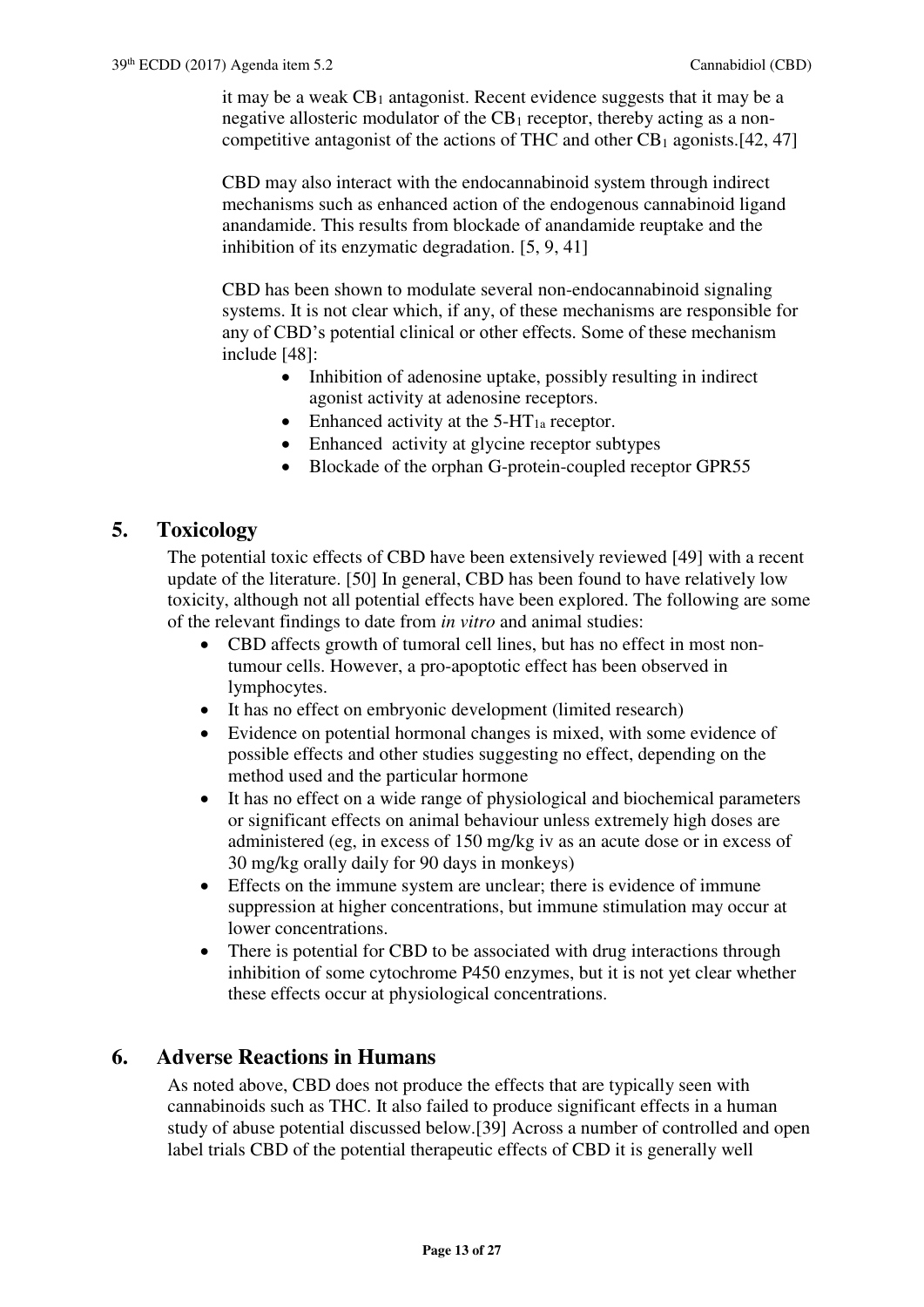it may be a weak $CB_1$ antagonist. Recent evidence suggests that it may be a negative allosteric modulator of the $CB_1$ receptor, thereby acting as a non-competitive antagonist of the actions of THC and other $CB_1$ agonists.[42, 47]

CBD may also interact with the endocannabinoid system through indirect mechanisms such as enhanced action of the endogenous cannabinoid ligand anandamide. This results from blockade of anandamide reuptake and the inhibition of its enzymatic degradation. [5, 9, 41]

CBD has been shown to modulate several non-endocannabinoid signaling systems. It is not clear which, if any, of these mechanisms are responsible for any of CBD's potential clinical or other effects. Some of these mechanism include [48]:

- Inhibition of adenosine uptake, possibly resulting in indirect agonist activity at adenosine receptors.
- Enhanced activity at the 5-$HT_{1a}$ receptor.
- Enhanced activity at glycine receptor subtypes
- Blockade of the orphan G-protein-coupled receptor GPR55

## 5. Toxicology

The potential toxic effects of CBD have been extensively reviewed [49] with a recent update of the literature. [50] In general, CBD has been found to have relatively low toxicity, although not all potential effects have been explored. The following are some of the relevant findings to date from *in vitro* and animal studies:

- CBD affects growth of tumoral cell lines, but has no effect in most non-tumour cells. However, a pro-apoptotic effect has been observed in lymphocytes.
- It has no effect on embryonic development (limited research)
- Evidence on potential hormonal changes is mixed, with some evidence of possible effects and other studies suggesting no effect, depending on the method used and the particular hormone
- It has no effect on a wide range of physiological and biochemical parameters or significant effects on animal behaviour unless extremely high doses are administered (eg, in excess of 150 mg/kg iv as an acute dose or in excess of 30 mg/kg orally daily for 90 days in monkeys)
- Effects on the immune system are unclear; there is evidence of immune suppression at higher concentrations, but immune stimulation may occur at lower concentrations.
- There is potential for CBD to be associated with drug interactions through inhibition of some cytochrome P450 enzymes, but it is not yet clear whether these effects occur at physiological concentrations.

## 6. Adverse Reactions in Humans

As noted above, CBD does not produce the effects that are typically seen with cannabinoids such as THC. It also failed to produce significant effects in a human study of abuse potential discussed below.[39] Across a number of controlled and open label trials CBD of the potential therapeutic effects of CBD it is generally well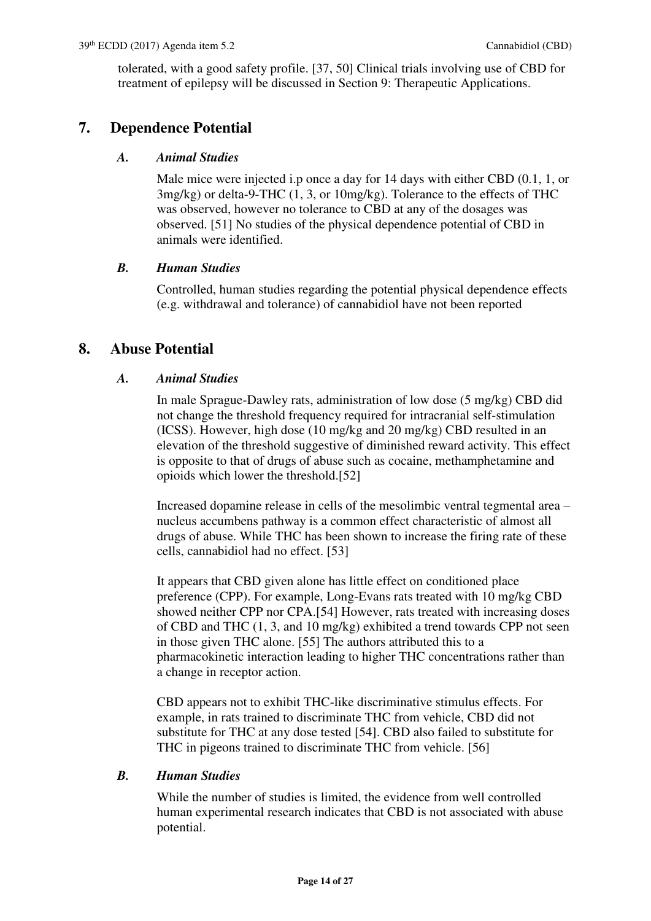tolerated, with a good safety profile. [37, 50] Clinical trials involving use of CBD for treatment of epilepsy will be discussed in Section 9: Therapeutic Applications.

## 7. Dependence Potential

### *A. Animal Studies*

Male mice were injected i.p once a day for 14 days with either CBD (0.1, 1, or 3mg/kg) or delta-9-THC (1, 3, or 10mg/kg). Tolerance to the effects of THC was observed, however no tolerance to CBD at any of the dosages was observed. [51] No studies of the physical dependence potential of CBD in animals were identified.

### *B. Human Studies*

Controlled, human studies regarding the potential physical dependence effects (e.g. withdrawal and tolerance) of cannabidiol have not been reported

## 8. Abuse Potential

### *A. Animal Studies*

In male Sprague-Dawley rats, administration of low dose (5 mg/kg) CBD did not change the threshold frequency required for intracranial self-stimulation (ICSS). However, high dose (10 mg/kg and 20 mg/kg) CBD resulted in an elevation of the threshold suggestive of diminished reward activity. This effect is opposite to that of drugs of abuse such as cocaine, methamphetamine and opioids which lower the threshold.[52]

Increased dopamine release in cells of the mesolimbic ventral tegmental area – nucleus accumbens pathway is a common effect characteristic of almost all drugs of abuse. While THC has been shown to increase the firing rate of these cells, cannabidiol had no effect. [53]

It appears that CBD given alone has little effect on conditioned place preference (CPP). For example, Long-Evans rats treated with 10 mg/kg CBD showed neither CPP nor CPA.[54] However, rats treated with increasing doses of CBD and THC (1, 3, and 10 mg/kg) exhibited a trend towards CPP not seen in those given THC alone. [55] The authors attributed this to a pharmacokinetic interaction leading to higher THC concentrations rather than a change in receptor action.

CBD appears not to exhibit THC-like discriminative stimulus effects. For example, in rats trained to discriminate THC from vehicle, CBD did not substitute for THC at any dose tested [54]. CBD also failed to substitute for THC in pigeons trained to discriminate THC from vehicle. [56]

### *B. Human Studies*

While the number of studies is limited, the evidence from well controlled human experimental research indicates that CBD is not associated with abuse potential.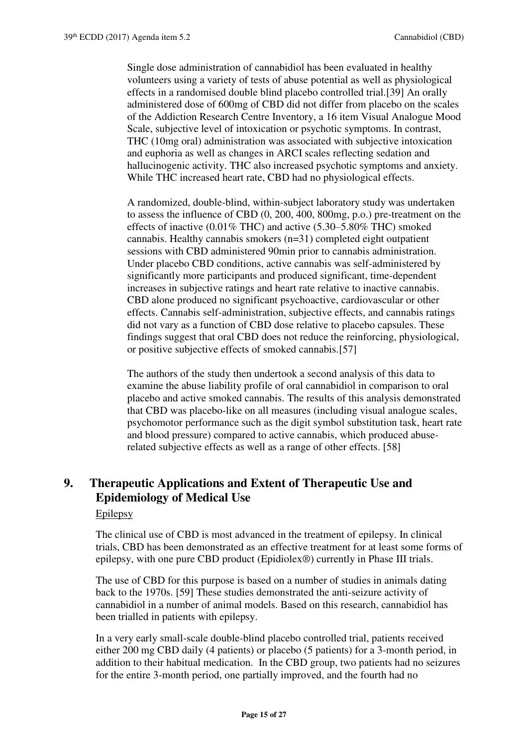Single dose administration of cannabidiol has been evaluated in healthy volunteers using a variety of tests of abuse potential as well as physiological effects in a randomised double blind placebo controlled trial.[39] An orally administered dose of 600mg of CBD did not differ from placebo on the scales of the Addiction Research Centre Inventory, a 16 item Visual Analogue Mood Scale, subjective level of intoxication or psychotic symptoms. In contrast, THC (10mg oral) administration was associated with subjective intoxication and euphoria as well as changes in ARCI scales reflecting sedation and hallucinogenic activity. THC also increased psychotic symptoms and anxiety. While THC increased heart rate, CBD had no physiological effects.

A randomized, double-blind, within-subject laboratory study was undertaken to assess the influence of CBD (0, 200, 400, 800mg, p.o.) pre-treatment on the effects of inactive (0.01% THC) and active (5.30–5.80% THC) smoked cannabis. Healthy cannabis smokers (n=31) completed eight outpatient sessions with CBD administered 90min prior to cannabis administration. Under placebo CBD conditions, active cannabis was self-administered by significantly more participants and produced significant, time-dependent increases in subjective ratings and heart rate relative to inactive cannabis. CBD alone produced no significant psychoactive, cardiovascular or other effects. Cannabis self-administration, subjective effects, and cannabis ratings did not vary as a function of CBD dose relative to placebo capsules. These findings suggest that oral CBD does not reduce the reinforcing, physiological, or positive subjective effects of smoked cannabis.[57]

The authors of the study then undertook a second analysis of this data to examine the abuse liability profile of oral cannabidiol in comparison to oral placebo and active smoked cannabis. The results of this analysis demonstrated that CBD was placebo-like on all measures (including visual analogue scales, psychomotor performance such as the digit symbol substitution task, heart rate and blood pressure) compared to active cannabis, which produced abuse-related subjective effects as well as a range of other effects. [58]

## 9. Therapeutic Applications and Extent of Therapeutic Use and Epidemiology of Medical Use

Epilepsy

The clinical use of CBD is most advanced in the treatment of epilepsy. In clinical trials, CBD has been demonstrated as an effective treatment for at least some forms of epilepsy, with one pure CBD product (Epidiolex®) currently in Phase III trials.

The use of CBD for this purpose is based on a number of studies in animals dating back to the 1970s. [59] These studies demonstrated the anti-seizure activity of cannabidiol in a number of animal models. Based on this research, cannabidiol has been trialled in patients with epilepsy.

In a very early small-scale double-blind placebo controlled trial, patients received either 200 mg CBD daily (4 patients) or placebo (5 patients) for a 3-month period, in addition to their habitual medication. In the CBD group, two patients had no seizures for the entire 3-month period, one partially improved, and the fourth had no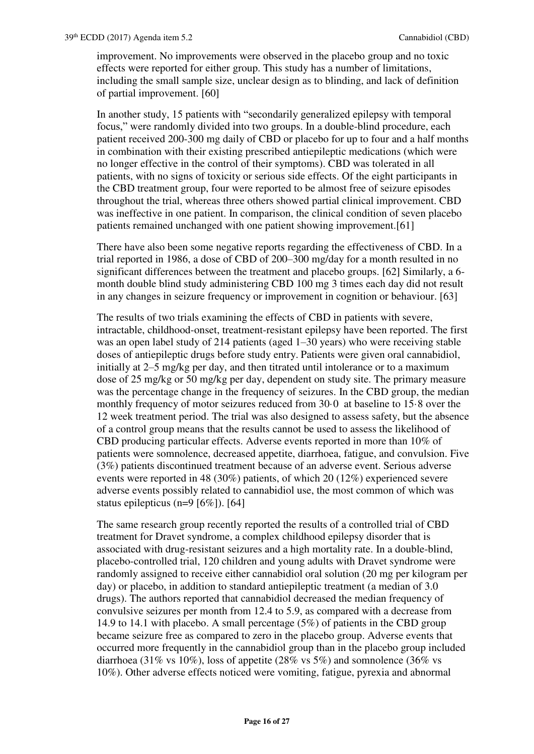improvement. No improvements were observed in the placebo group and no toxic effects were reported for either group. This study has a number of limitations, including the small sample size, unclear design as to blinding, and lack of definition of partial improvement. [60]

In another study, 15 patients with "secondarily generalized epilepsy with temporal focus," were randomly divided into two groups. In a double-blind procedure, each patient received 200-300 mg daily of CBD or placebo for up to four and a half months in combination with their existing prescribed antiepileptic medications (which were no longer effective in the control of their symptoms). CBD was tolerated in all patients, with no signs of toxicity or serious side effects. Of the eight participants in the CBD treatment group, four were reported to be almost free of seizure episodes throughout the trial, whereas three others showed partial clinical improvement. CBD was ineffective in one patient. In comparison, the clinical condition of seven placebo patients remained unchanged with one patient showing improvement.[61]

There have also been some negative reports regarding the effectiveness of CBD. In a trial reported in 1986, a dose of CBD of 200–300 mg/day for a month resulted in no significant differences between the treatment and placebo groups. [62] Similarly, a 6-month double blind study administering CBD 100 mg 3 times each day did not result in any changes in seizure frequency or improvement in cognition or behaviour. [63]

The results of two trials examining the effects of CBD in patients with severe, intractable, childhood-onset, treatment-resistant epilepsy have been reported. The first was an open label study of 214 patients (aged 1–30 years) who were receiving stable doses of antiepileptic drugs before study entry. Patients were given oral cannabidiol, initially at 2–5 mg/kg per day, and then titrated until intolerance or to a maximum dose of 25 mg/kg or 50 mg/kg per day, dependent on study site. The primary measure was the percentage change in the frequency of seizures. In the CBD group, the median monthly frequency of motor seizures reduced from 30·0 at baseline to 15·8 over the 12 week treatment period. The trial was also designed to assess safety, but the absence of a control group means that the results cannot be used to assess the likelihood of CBD producing particular effects. Adverse events reported in more than 10% of patients were somnolence, decreased appetite, diarrhoea, fatigue, and convulsion. Five (3%) patients discontinued treatment because of an adverse event. Serious adverse events were reported in 48 (30%) patients, of which 20 (12%) experienced severe adverse events possibly related to cannabidiol use, the most common of which was status epilepticus (n=9 [6%]). [64]

The same research group recently reported the results of a controlled trial of CBD treatment for Dravet syndrome, a complex childhood epilepsy disorder that is associated with drug-resistant seizures and a high mortality rate. In a double-blind, placebo-controlled trial, 120 children and young adults with Dravet syndrome were randomly assigned to receive either cannabidiol oral solution (20 mg per kilogram per day) or placebo, in addition to standard antiepileptic treatment (a median of 3.0 drugs). The authors reported that cannabidiol decreased the median frequency of convulsive seizures per month from 12.4 to 5.9, as compared with a decrease from 14.9 to 14.1 with placebo. A small percentage (5%) of patients in the CBD group became seizure free as compared to zero in the placebo group. Adverse events that occurred more frequently in the cannabidiol group than in the placebo group included diarrhoea (31% vs 10%), loss of appetite (28% vs 5%) and somnolence (36% vs 10%). Other adverse effects noticed were vomiting, fatigue, pyrexia and abnormal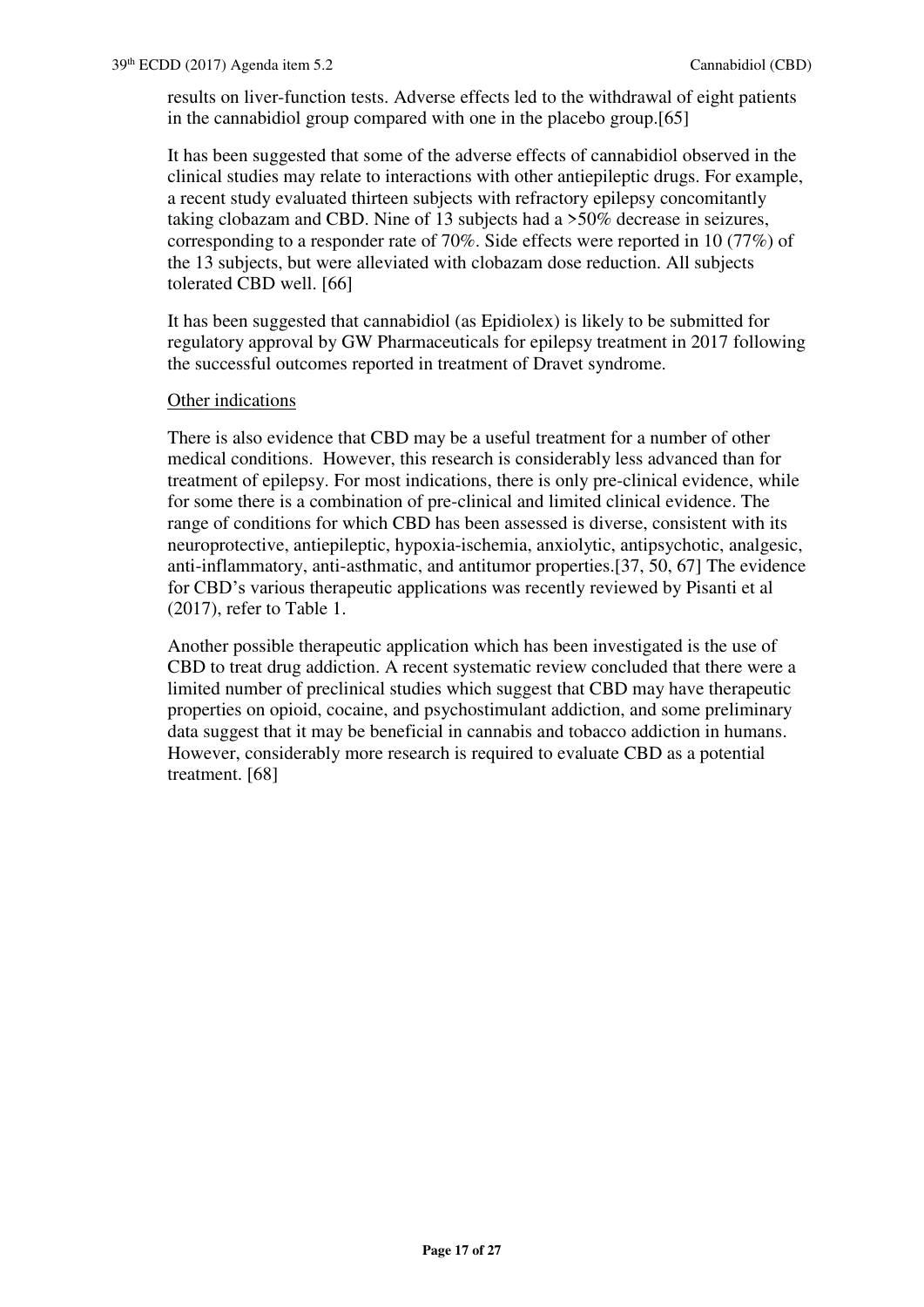results on liver-function tests. Adverse effects led to the withdrawal of eight patients in the cannabidiol group compared with one in the placebo group.[65]

It has been suggested that some of the adverse effects of cannabidiol observed in the clinical studies may relate to interactions with other antiepileptic drugs. For example, a recent study evaluated thirteen subjects with refractory epilepsy concomitantly taking clobazam and CBD. Nine of 13 subjects had a >50% decrease in seizures, corresponding to a responder rate of 70%. Side effects were reported in 10 (77%) of the 13 subjects, but were alleviated with clobazam dose reduction. All subjects tolerated CBD well. [66]

It has been suggested that cannabidiol (as Epidiolex) is likely to be submitted for regulatory approval by GW Pharmaceuticals for epilepsy treatment in 2017 following the successful outcomes reported in treatment of Dravet syndrome.

<u>Other indications</u>

There is also evidence that CBD may be a useful treatment for a number of other medical conditions. However, this research is considerably less advanced than for treatment of epilepsy. For most indications, there is only pre-clinical evidence, while for some there is a combination of pre-clinical and limited clinical evidence. The range of conditions for which CBD has been assessed is diverse, consistent with its neuroprotective, antiepileptic, hypoxia-ischemia, anxiolytic, antipsychotic, analgesic, anti-inflammatory, anti-asthmatic, and antitumor properties.[37, 50, 67] The evidence for CBD's various therapeutic applications was recently reviewed by Pisanti et al (2017), refer to Table 1.

Another possible therapeutic application which has been investigated is the use of CBD to treat drug addiction. A recent systematic review concluded that there were a limited number of preclinical studies which suggest that CBD may have therapeutic properties on opioid, cocaine, and psychostimulant addiction, and some preliminary data suggest that it may be beneficial in cannabis and tobacco addiction in humans. However, considerably more research is required to evaluate CBD as a potential treatment. [68]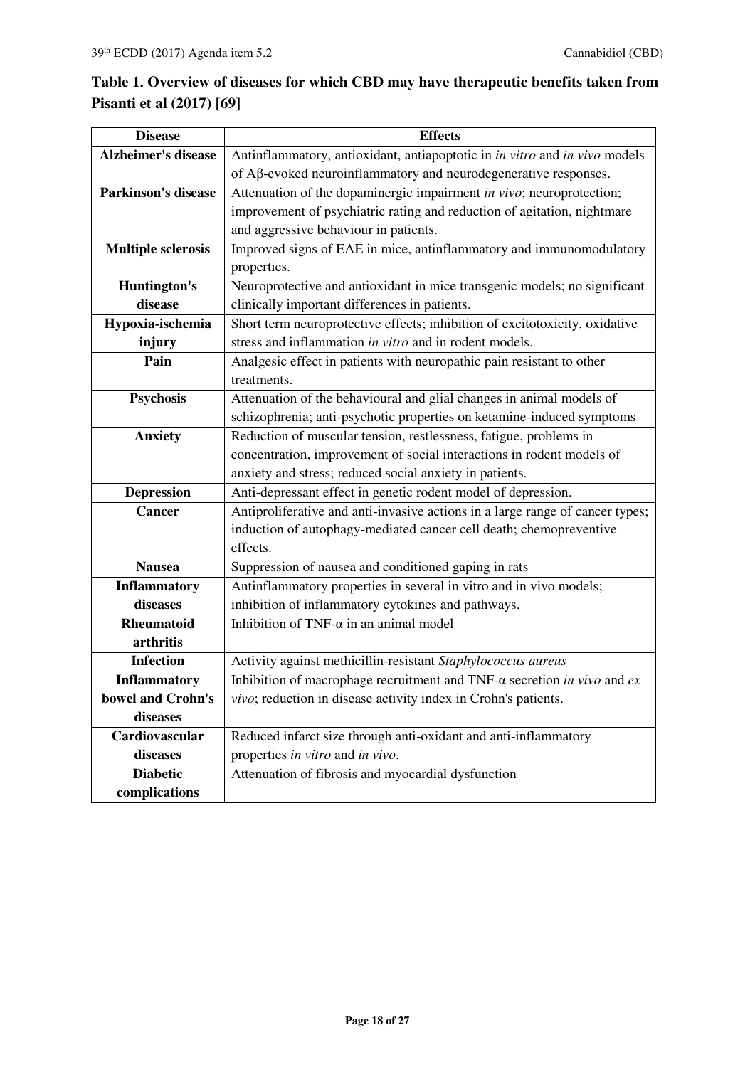**Table 1. Overview of diseases for which CBD may have therapeutic benefits taken from Pisanti et al (2017) [69]**

| Disease | Effects |
|---|---|
| **Alzheimer's disease** | Antinflammatory, antioxidant, antiapoptotic in *in vitro* and *in vivo* models of Aβ-evoked neuroinflammatory and neurodegenerative responses. |
| **Parkinson's disease** | Attenuation of the dopaminergic impairment *in vivo*; neuroprotection; improvement of psychiatric rating and reduction of agitation, nightmare and aggressive behaviour in patients. |
| **Multiple sclerosis** | Improved signs of EAE in mice, antinflammatory and immunomodulatory properties. |
| **Huntington's disease** | Neuroprotective and antioxidant in mice transgenic models; no significant clinically important differences in patients. |
| **Hypoxia-ischemia injury** | Short term neuroprotective effects; inhibition of excitotoxicity, oxidative stress and inflammation *in vitro* and in rodent models. |
| **Pain** | Analgesic effect in patients with neuropathic pain resistant to other treatments. |
| **Psychosis** | Attenuation of the behavioural and glial changes in animal models of schizophrenia; anti-psychotic properties on ketamine-induced symptoms |
| **Anxiety** | Reduction of muscular tension, restlessness, fatigue, problems in concentration, improvement of social interactions in rodent models of anxiety and stress; reduced social anxiety in patients. |
| **Depression** | Anti-depressant effect in genetic rodent model of depression. |
| **Cancer** | Antiproliferative and anti-invasive actions in a large range of cancer types; induction of autophagy-mediated cancer cell death; chemopreventive effects. |
| **Nausea** | Suppression of nausea and conditioned gaping in rats |
| **Inflammatory diseases** | Antinflammatory properties in several in vitro and in vivo models; inhibition of inflammatory cytokines and pathways. |
| **Rheumatoid arthritis** | Inhibition of TNF-α in an animal model |
| **Infection** | Activity against methicillin-resistant *Staphylococcus aureus* |
| **Inflammatory bowel and Crohn's diseases** | Inhibition of macrophage recruitment and TNF-α secretion *in vivo* and *ex vivo*; reduction in disease activity index in Crohn's patients. |
| **Cardiovascular diseases** | Reduced infarct size through anti-oxidant and anti-inflammatory properties *in vitro* and *in vivo*. |
| **Diabetic complications** | Attenuation of fibrosis and myocardial dysfunction |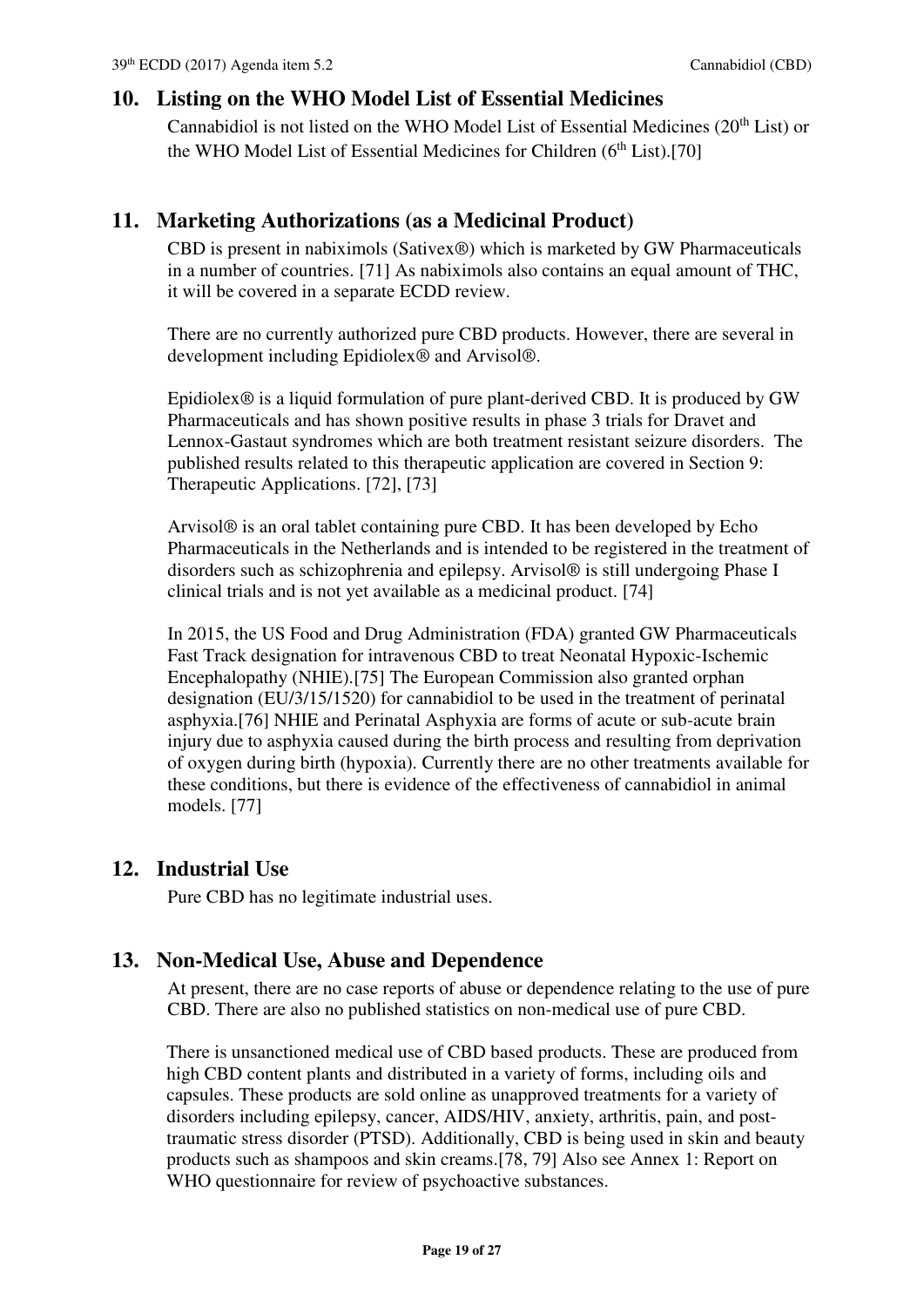## 10. Listing on the WHO Model List of Essential Medicines

Cannabidiol is not listed on the WHO Model List of Essential Medicines (20th List) or the WHO Model List of Essential Medicines for Children (6th List).[70]

## 11. Marketing Authorizations (as a Medicinal Product)

CBD is present in nabiximols (Sativex®) which is marketed by GW Pharmaceuticals in a number of countries. [71] As nabiximols also contains an equal amount of THC, it will be covered in a separate ECDD review.

There are no currently authorized pure CBD products. However, there are several in development including Epidiolex® and Arvisol®.

Epidiolex® is a liquid formulation of pure plant-derived CBD. It is produced by GW Pharmaceuticals and has shown positive results in phase 3 trials for Dravet and Lennox-Gastaut syndromes which are both treatment resistant seizure disorders. The published results related to this therapeutic application are covered in Section 9: Therapeutic Applications. [72], [73]

Arvisol® is an oral tablet containing pure CBD. It has been developed by Echo Pharmaceuticals in the Netherlands and is intended to be registered in the treatment of disorders such as schizophrenia and epilepsy. Arvisol® is still undergoing Phase I clinical trials and is not yet available as a medicinal product. [74]

In 2015, the US Food and Drug Administration (FDA) granted GW Pharmaceuticals Fast Track designation for intravenous CBD to treat Neonatal Hypoxic-Ischemic Encephalopathy (NHIE).[75] The European Commission also granted orphan designation (EU/3/15/1520) for cannabidiol to be used in the treatment of perinatal asphyxia.[76] NHIE and Perinatal Asphyxia are forms of acute or sub-acute brain injury due to asphyxia caused during the birth process and resulting from deprivation of oxygen during birth (hypoxia). Currently there are no other treatments available for these conditions, but there is evidence of the effectiveness of cannabidiol in animal models. [77]

## 12. Industrial Use

Pure CBD has no legitimate industrial uses.

## 13. Non-Medical Use, Abuse and Dependence

At present, there are no case reports of abuse or dependence relating to the use of pure CBD. There are also no published statistics on non-medical use of pure CBD.

There is unsanctioned medical use of CBD based products. These are produced from high CBD content plants and distributed in a variety of forms, including oils and capsules. These products are sold online as unapproved treatments for a variety of disorders including epilepsy, cancer, AIDS/HIV, anxiety, arthritis, pain, and post-traumatic stress disorder (PTSD). Additionally, CBD is being used in skin and beauty products such as shampoos and skin creams.[78, 79] Also see Annex 1: Report on WHO questionnaire for review of psychoactive substances.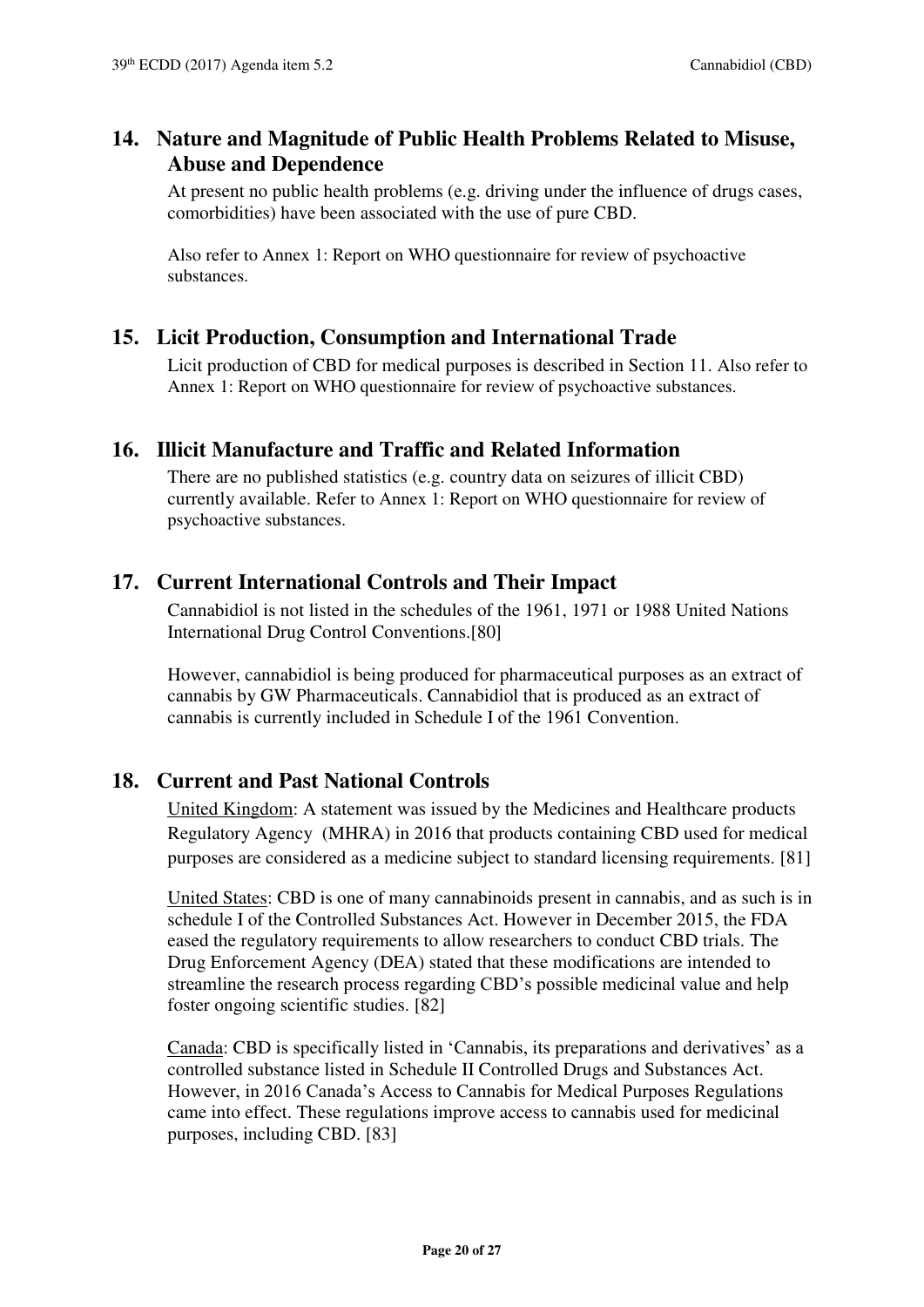## 14. Nature and Magnitude of Public Health Problems Related to Misuse, Abuse and Dependence

At present no public health problems (e.g. driving under the influence of drugs cases, comorbidities) have been associated with the use of pure CBD.

Also refer to Annex 1: Report on WHO questionnaire for review of psychoactive substances.

## 15. Licit Production, Consumption and International Trade

Licit production of CBD for medical purposes is described in Section 11. Also refer to Annex 1: Report on WHO questionnaire for review of psychoactive substances.

## 16. Illicit Manufacture and Traffic and Related Information

There are no published statistics (e.g. country data on seizures of illicit CBD) currently available. Refer to Annex 1: Report on WHO questionnaire for review of psychoactive substances.

## 17. Current International Controls and Their Impact

Cannabidiol is not listed in the schedules of the 1961, 1971 or 1988 United Nations International Drug Control Conventions.[80]

However, cannabidiol is being produced for pharmaceutical purposes as an extract of cannabis by GW Pharmaceuticals. Cannabidiol that is produced as an extract of cannabis is currently included in Schedule I of the 1961 Convention.

## 18. Current and Past National Controls

United Kingdom: A statement was issued by the Medicines and Healthcare products Regulatory Agency (MHRA) in 2016 that products containing CBD used for medical purposes are considered as a medicine subject to standard licensing requirements. [81]

United States: CBD is one of many cannabinoids present in cannabis, and as such is in schedule I of the Controlled Substances Act. However in December 2015, the FDA eased the regulatory requirements to allow researchers to conduct CBD trials. The Drug Enforcement Agency (DEA) stated that these modifications are intended to streamline the research process regarding CBD's possible medicinal value and help foster ongoing scientific studies. [82]

Canada: CBD is specifically listed in 'Cannabis, its preparations and derivatives' as a controlled substance listed in Schedule II Controlled Drugs and Substances Act. However, in 2016 Canada's Access to Cannabis for Medical Purposes Regulations came into effect. These regulations improve access to cannabis used for medicinal purposes, including CBD. [83]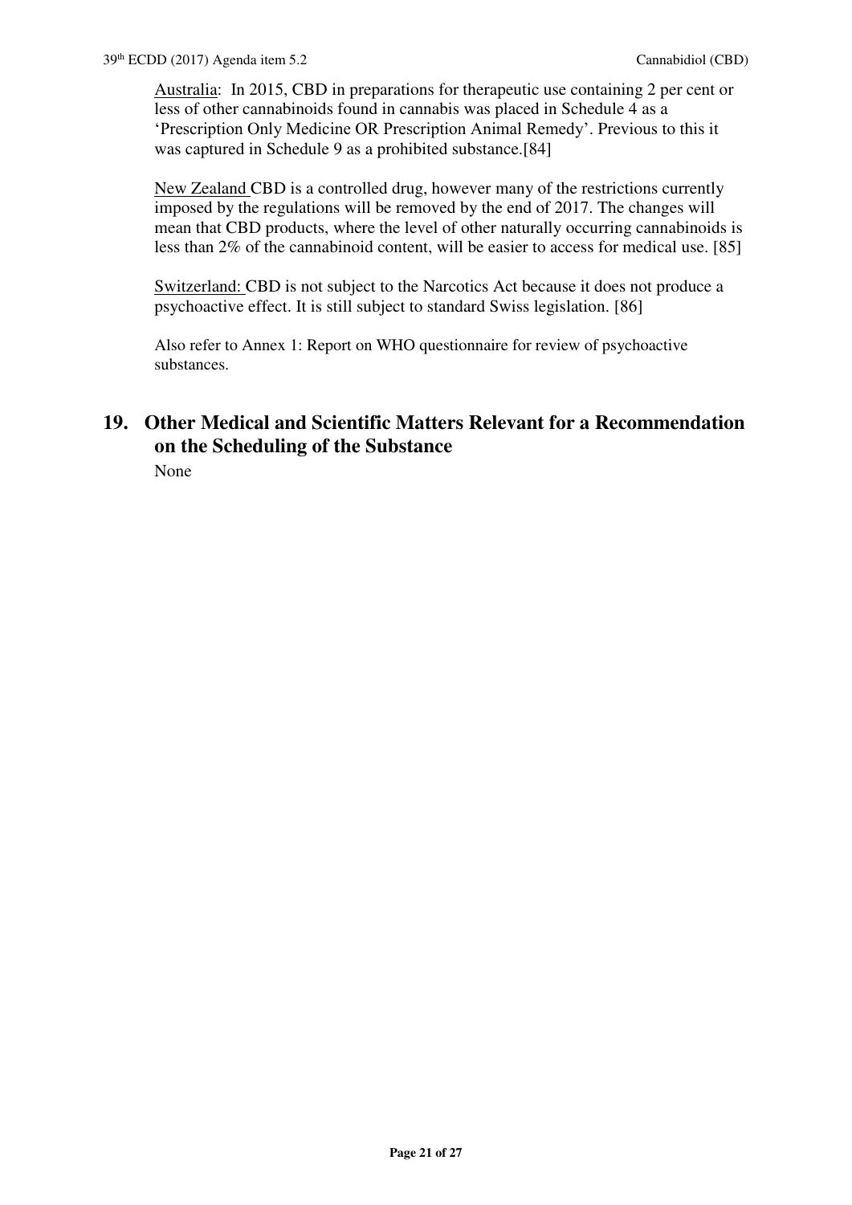Australia: In 2015, CBD in preparations for therapeutic use containing 2 per cent or less of other cannabinoids found in cannabis was placed in Schedule 4 as a 'Prescription Only Medicine OR Prescription Animal Remedy'. Previous to this it was captured in Schedule 9 as a prohibited substance.[84]

New Zealand CBD is a controlled drug, however many of the restrictions currently imposed by the regulations will be removed by the end of 2017. The changes will mean that CBD products, where the level of other naturally occurring cannabinoids is less than 2% of the cannabinoid content, will be easier to access for medical use. [85]

Switzerland: CBD is not subject to the Narcotics Act because it does not produce a psychoactive effect. It is still subject to standard Swiss legislation. [86]

Also refer to Annex 1: Report on WHO questionnaire for review of psychoactive substances.

## 19. Other Medical and Scientific Matters Relevant for a Recommendation on the Scheduling of the Substance

None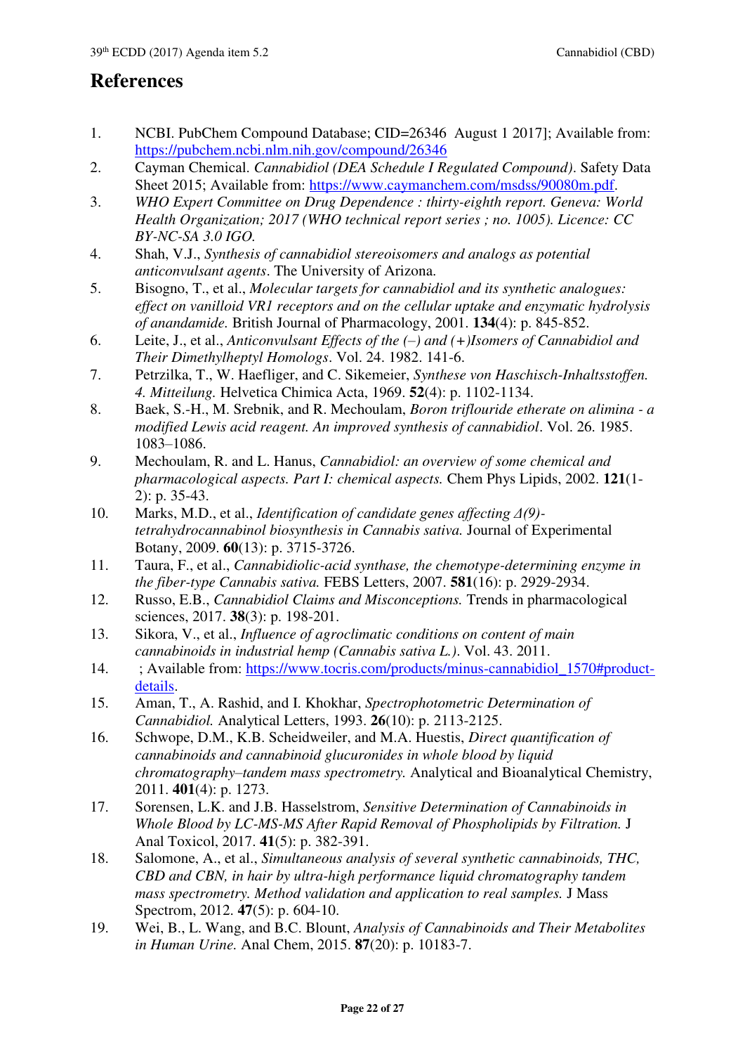# References

1. NCBI. PubChem Compound Database; CID=26346 August 1 2017]; Available from: https://pubchem.ncbi.nlm.nih.gov/compound/26346
2. Cayman Chemical. *Cannabidiol (DEA Schedule I Regulated Compound)*. Safety Data Sheet 2015; Available from: https://www.caymanchem.com/msdss/90080m.pdf.
3. *WHO Expert Committee on Drug Dependence : thirty-eighth report. Geneva: World Health Organization; 2017 (WHO technical report series ; no. 1005). Licence: CC BY-NC-SA 3.0 IGO.*
4. Shah, V.J., *Synthesis of cannabidiol stereoisomers and analogs as potential anticonvulsant agents*. The University of Arizona.
5. Bisogno, T., et al., *Molecular targets for cannabidiol and its synthetic analogues: effect on vanilloid VR1 receptors and on the cellular uptake and enzymatic hydrolysis of anandamide.* British Journal of Pharmacology, 2001. **134**(4): p. 845-852.
6. Leite, J., et al., *Anticonvulsant Effects of the (–) and (+)Isomers of Cannabidiol and Their Dimethylheptyl Homologs*. Vol. 24. 1982. 141-6.
7. Petrzilka, T., W. Haefliger, and C. Sikemeier, *Synthese von Haschisch-Inhaltsstoffen. 4. Mitteilung.* Helvetica Chimica Acta, 1969. **52**(4): p. 1102-1134.
8. Baek, S.-H., M. Srebnik, and R. Mechoulam, *Boron triflouride etherate on alimina - a modified Lewis acid reagent. An improved synthesis of cannabidiol*. Vol. 26. 1985. 1083–1086.
9. Mechoulam, R. and L. Hanus, *Cannabidiol: an overview of some chemical and pharmacological aspects. Part I: chemical aspects.* Chem Phys Lipids, 2002. **121**(1-2): p. 35-43.
10. Marks, M.D., et al., *Identification of candidate genes affecting Δ(9)-tetrahydrocannabinol biosynthesis in Cannabis sativa.* Journal of Experimental Botany, 2009. **60**(13): p. 3715-3726.
11. Taura, F., et al., *Cannabidiolic-acid synthase, the chemotype-determining enzyme in the fiber-type Cannabis sativa.* FEBS Letters, 2007. **581**(16): p. 2929-2934.
12. Russo, E.B., *Cannabidiol Claims and Misconceptions.* Trends in pharmacological sciences, 2017. **38**(3): p. 198-201.
13. Sikora, V., et al., *Influence of agroclimatic conditions on content of main cannabinoids in industrial hemp (Cannabis sativa L.)*. Vol. 43. 2011.
14. ; Available from: https://www.tocris.com/products/minus-cannabidiol_1570#product-details.
15. Aman, T., A. Rashid, and I. Khokhar, *Spectrophotometric Determination of Cannabidiol.* Analytical Letters, 1993. **26**(10): p. 2113-2125.
16. Schwope, D.M., K.B. Scheidweiler, and M.A. Huestis, *Direct quantification of cannabinoids and cannabinoid glucuronides in whole blood by liquid chromatography–tandem mass spectrometry.* Analytical and Bioanalytical Chemistry, 2011. **401**(4): p. 1273.
17. Sorensen, L.K. and J.B. Hasselstrom, *Sensitive Determination of Cannabinoids in Whole Blood by LC-MS-MS After Rapid Removal of Phospholipids by Filtration.* J Anal Toxicol, 2017. **41**(5): p. 382-391.
18. Salomone, A., et al., *Simultaneous analysis of several synthetic cannabinoids, THC, CBD and CBN, in hair by ultra-high performance liquid chromatography tandem mass spectrometry. Method validation and application to real samples.* J Mass Spectrom, 2012. **47**(5): p. 604-10.
19. Wei, B., L. Wang, and B.C. Blount, *Analysis of Cannabinoids and Their Metabolites in Human Urine.* Anal Chem, 2015. **87**(20): p. 10183-7.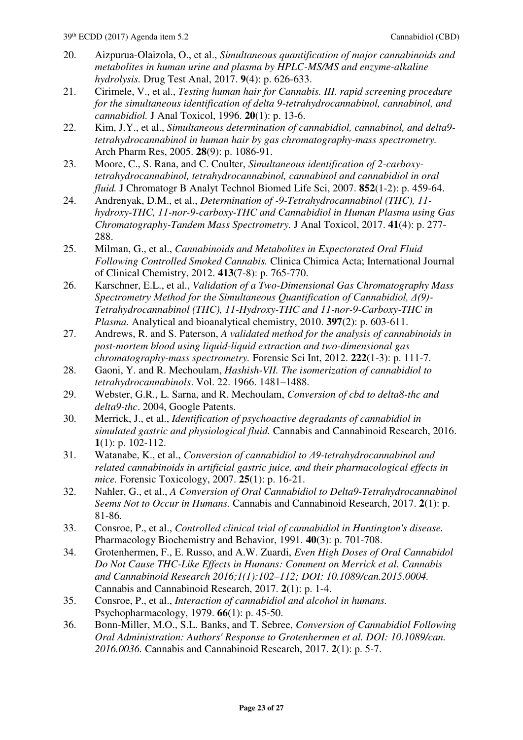20. Aizpurua-Olaizola, O., et al., *Simultaneous quantification of major cannabinoids and metabolites in human urine and plasma by HPLC-MS/MS and enzyme-alkaline hydrolysis.* Drug Test Anal, 2017. **9**(4): p. 626-633.
21. Cirimele, V., et al., *Testing human hair for Cannabis. III. rapid screening procedure for the simultaneous identification of delta 9-tetrahydrocannabinol, cannabinol, and cannabidiol.* J Anal Toxicol, 1996. **20**(1): p. 13-6.
22. Kim, J.Y., et al., *Simultaneous determination of cannabidiol, cannabinol, and delta9-tetrahydrocannabinol in human hair by gas chromatography-mass spectrometry.* Arch Pharm Res, 2005. **28**(9): p. 1086-91.
23. Moore, C., S. Rana, and C. Coulter, *Simultaneous identification of 2-carboxy-tetrahydrocannabinol, tetrahydrocannabinol, cannabinol and cannabidiol in oral fluid.* J Chromatogr B Analyt Technol Biomed Life Sci, 2007. **852**(1-2): p. 459-64.
24. Andrenyak, D.M., et al., *Determination of -9-Tetrahydrocannabinol (THC), 11-hydroxy-THC, 11-nor-9-carboxy-THC and Cannabidiol in Human Plasma using Gas Chromatography-Tandem Mass Spectrometry.* J Anal Toxicol, 2017. **41**(4): p. 277-288.
25. Milman, G., et al., *Cannabinoids and Metabolites in Expectorated Oral Fluid Following Controlled Smoked Cannabis.* Clinica Chimica Acta; International Journal of Clinical Chemistry, 2012. **413**(7-8): p. 765-770.
26. Karschner, E.L., et al., *Validation of a Two-Dimensional Gas Chromatography Mass Spectrometry Method for the Simultaneous Quantification of Cannabidiol, Δ(9)-Tetrahydrocannabinol (THC), 11-Hydroxy-THC and 11-nor-9-Carboxy-THC in Plasma.* Analytical and bioanalytical chemistry, 2010. **397**(2): p. 603-611.
27. Andrews, R. and S. Paterson, *A validated method for the analysis of cannabinoids in post-mortem blood using liquid-liquid extraction and two-dimensional gas chromatography-mass spectrometry.* Forensic Sci Int, 2012. **222**(1-3): p. 111-7.
28. Gaoni, Y. and R. Mechoulam, *Hashish-VII. The isomerization of cannabidiol to tetrahydrocannabinols*. Vol. 22. 1966. 1481–1488.
29. Webster, G.R., L. Sarna, and R. Mechoulam, *Conversion of cbd to delta8-thc and delta9-thc*. 2004, Google Patents.
30. Merrick, J., et al., *Identification of psychoactive degradants of cannabidiol in simulated gastric and physiological fluid.* Cannabis and Cannabinoid Research, 2016. **1**(1): p. 102-112.
31. Watanabe, K., et al., *Conversion of cannabidiol to Δ9-tetrahydrocannabinol and related cannabinoids in artificial gastric juice, and their pharmacological effects in mice.* Forensic Toxicology, 2007. **25**(1): p. 16-21.
32. Nahler, G., et al., *A Conversion of Oral Cannabidiol to Delta9-Tetrahydrocannabinol Seems Not to Occur in Humans.* Cannabis and Cannabinoid Research, 2017. **2**(1): p. 81-86.
33. Consroe, P., et al., *Controlled clinical trial of cannabidiol in Huntington's disease.* Pharmacology Biochemistry and Behavior, 1991. **40**(3): p. 701-708.
34. Grotenhermen, F., E. Russo, and A.W. Zuardi, *Even High Doses of Oral Cannabidol Do Not Cause THC-Like Effects in Humans: Comment on Merrick et al. Cannabis and Cannabinoid Research 2016;1(1):102–112; DOI: 10.1089/can.2015.0004.* Cannabis and Cannabinoid Research, 2017. **2**(1): p. 1-4.
35. Consroe, P., et al., *Interaction of cannabidiol and alcohol in humans.* Psychopharmacology, 1979. **66**(1): p. 45-50.
36. Bonn-Miller, M.O., S.L. Banks, and T. Sebree, *Conversion of Cannabidiol Following Oral Administration: Authors' Response to Grotenhermen et al. DOI: 10.1089/can. 2016.0036.* Cannabis and Cannabinoid Research, 2017. **2**(1): p. 5-7.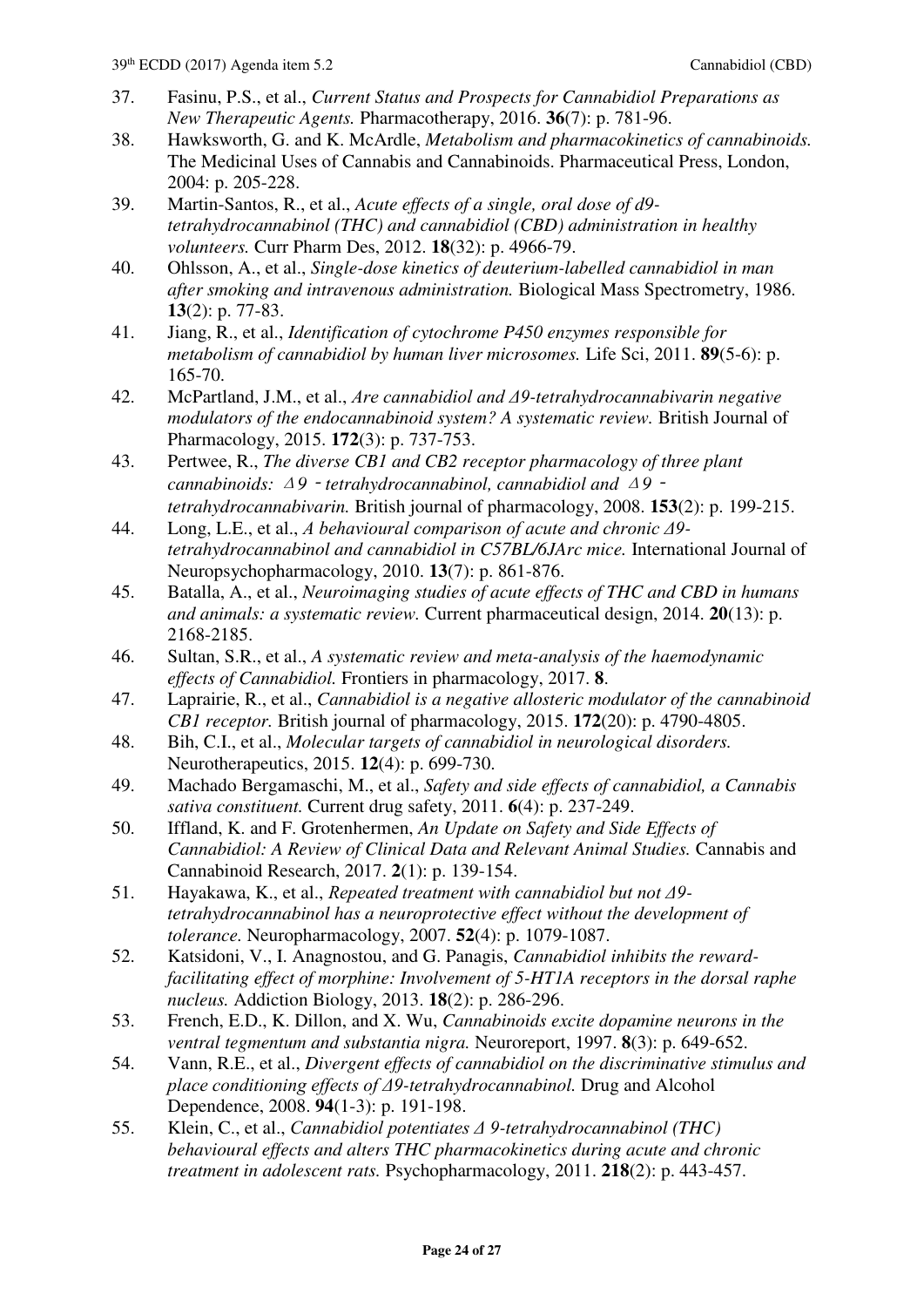37. Fasinu, P.S., et al., *Current Status and Prospects for Cannabidiol Preparations as New Therapeutic Agents.* Pharmacotherapy, 2016. **36**(7): p. 781-96.
38. Hawksworth, G. and K. McArdle, *Metabolism and pharmacokinetics of cannabinoids.* The Medicinal Uses of Cannabis and Cannabinoids. Pharmaceutical Press, London, 2004: p. 205-228.
39. Martin-Santos, R., et al., *Acute effects of a single, oral dose of d9-tetrahydrocannabinol (THC) and cannabidiol (CBD) administration in healthy volunteers.* Curr Pharm Des, 2012. **18**(32): p. 4966-79.
40. Ohlsson, A., et al., *Single-dose kinetics of deuterium-labelled cannabidiol in man after smoking and intravenous administration.* Biological Mass Spectrometry, 1986. **13**(2): p. 77-83.
41. Jiang, R., et al., *Identification of cytochrome P450 enzymes responsible for metabolism of cannabidiol by human liver microsomes.* Life Sci, 2011. **89**(5-6): p. 165-70.
42. McPartland, J.M., et al., *Are cannabidiol and Δ9-tetrahydrocannabivarin negative modulators of the endocannabinoid system? A systematic review.* British Journal of Pharmacology, 2015. **172**(3): p. 737-753.
43. Pertwee, R., *The diverse CB1 and CB2 receptor pharmacology of three plant cannabinoids: Δ9‐tetrahydrocannabinol, cannabidiol and Δ9‐tetrahydrocannabivarin.* British journal of pharmacology, 2008. **153**(2): p. 199-215.
44. Long, L.E., et al., *A behavioural comparison of acute and chronic Δ9-tetrahydrocannabinol and cannabidiol in C57BL/6JArc mice.* International Journal of Neuropsychopharmacology, 2010. **13**(7): p. 861-876.
45. Batalla, A., et al., *Neuroimaging studies of acute effects of THC and CBD in humans and animals: a systematic review.* Current pharmaceutical design, 2014. **20**(13): p. 2168-2185.
46. Sultan, S.R., et al., *A systematic review and meta-analysis of the haemodynamic effects of Cannabidiol.* Frontiers in pharmacology, 2017. **8**.
47. Laprairie, R., et al., *Cannabidiol is a negative allosteric modulator of the cannabinoid CB1 receptor.* British journal of pharmacology, 2015. **172**(20): p. 4790-4805.
48. Bih, C.I., et al., *Molecular targets of cannabidiol in neurological disorders.* Neurotherapeutics, 2015. **12**(4): p. 699-730.
49. Machado Bergamaschi, M., et al., *Safety and side effects of cannabidiol, a Cannabis sativa constituent.* Current drug safety, 2011. **6**(4): p. 237-249.
50. Iffland, K. and F. Grotenhermen, *An Update on Safety and Side Effects of Cannabidiol: A Review of Clinical Data and Relevant Animal Studies.* Cannabis and Cannabinoid Research, 2017. **2**(1): p. 139-154.
51. Hayakawa, K., et al., *Repeated treatment with cannabidiol but not Δ9-tetrahydrocannabinol has a neuroprotective effect without the development of tolerance.* Neuropharmacology, 2007. **52**(4): p. 1079-1087.
52. Katsidoni, V., I. Anagnostou, and G. Panagis, *Cannabidiol inhibits the reward-facilitating effect of morphine: Involvement of 5-HT1A receptors in the dorsal raphe nucleus.* Addiction Biology, 2013. **18**(2): p. 286-296.
53. French, E.D., K. Dillon, and X. Wu, *Cannabinoids excite dopamine neurons in the ventral tegmentum and substantia nigra.* Neuroreport, 1997. **8**(3): p. 649-652.
54. Vann, R.E., et al., *Divergent effects of cannabidiol on the discriminative stimulus and place conditioning effects of Δ9-tetrahydrocannabinol.* Drug and Alcohol Dependence, 2008. **94**(1-3): p. 191-198.
55. Klein, C., et al., *Cannabidiol potentiates Δ 9-tetrahydrocannabinol (THC) behavioural effects and alters THC pharmacokinetics during acute and chronic treatment in adolescent rats.* Psychopharmacology, 2011. **218**(2): p. 443-457.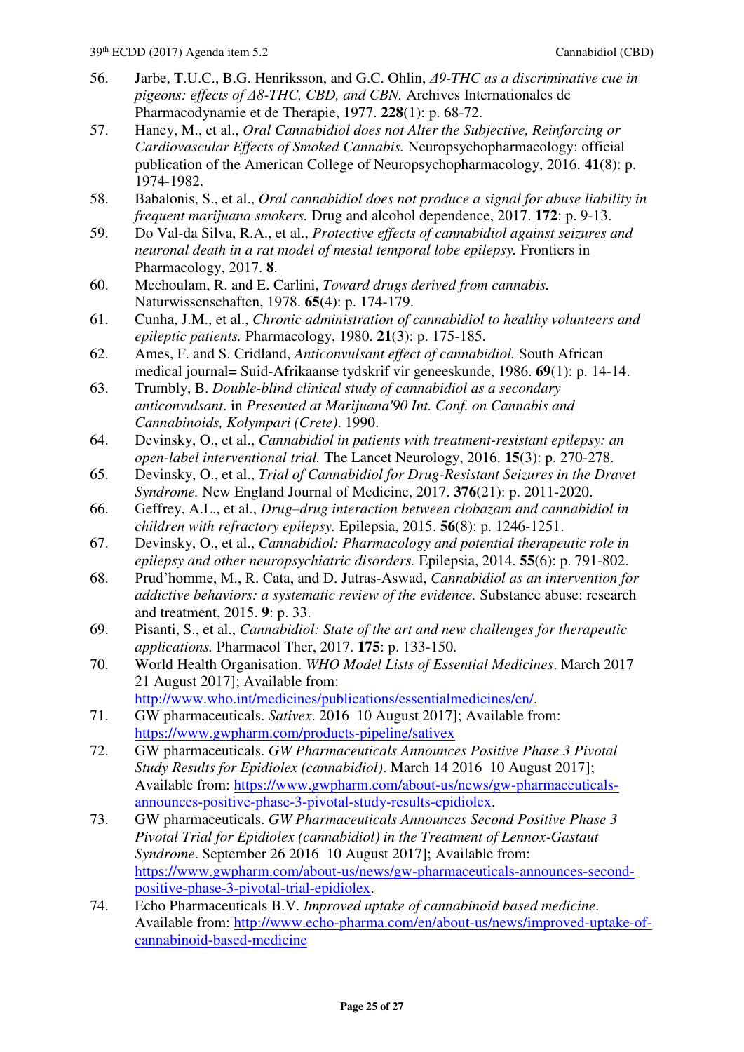56. Jarbe, T.U.C., B.G. Henriksson, and G.C. Ohlin, *Δ9-THC as a discriminative cue in pigeons: effects of Δ8-THC, CBD, and CBN.* Archives Internationales de Pharmacodynamie et de Therapie, 1977. **228**(1): p. 68-72.
57. Haney, M., et al., *Oral Cannabidiol does not Alter the Subjective, Reinforcing or Cardiovascular Effects of Smoked Cannabis.* Neuropsychopharmacology: official publication of the American College of Neuropsychopharmacology, 2016. **41**(8): p. 1974-1982.
58. Babalonis, S., et al., *Oral cannabidiol does not produce a signal for abuse liability in frequent marijuana smokers.* Drug and alcohol dependence, 2017. **172**: p. 9-13.
59. Do Val-da Silva, R.A., et al., *Protective effects of cannabidiol against seizures and neuronal death in a rat model of mesial temporal lobe epilepsy.* Frontiers in Pharmacology, 2017. **8**.
60. Mechoulam, R. and E. Carlini, *Toward drugs derived from cannabis.* Naturwissenschaften, 1978. **65**(4): p. 174-179.
61. Cunha, J.M., et al., *Chronic administration of cannabidiol to healthy volunteers and epileptic patients.* Pharmacology, 1980. **21**(3): p. 175-185.
62. Ames, F. and S. Cridland, *Anticonvulsant effect of cannabidiol.* South African medical journal= Suid-Afrikaanse tydskrif vir geneeskunde, 1986. **69**(1): p. 14-14.
63. Trumbly, B. *Double-blind clinical study of cannabidiol as a secondary anticonvulsant*. in *Presented at Marijuana'90 Int. Conf. on Cannabis and Cannabinoids, Kolympari (Crete)*. 1990.
64. Devinsky, O., et al., *Cannabidiol in patients with treatment-resistant epilepsy: an open-label interventional trial.* The Lancet Neurology, 2016. **15**(3): p. 270-278.
65. Devinsky, O., et al., *Trial of Cannabidiol for Drug-Resistant Seizures in the Dravet Syndrome.* New England Journal of Medicine, 2017. **376**(21): p. 2011-2020.
66. Geffrey, A.L., et al., *Drug–drug interaction between clobazam and cannabidiol in children with refractory epilepsy.* Epilepsia, 2015. **56**(8): p. 1246-1251.
67. Devinsky, O., et al., *Cannabidiol: Pharmacology and potential therapeutic role in epilepsy and other neuropsychiatric disorders.* Epilepsia, 2014. **55**(6): p. 791-802.
68. Prud'homme, M., R. Cata, and D. Jutras-Aswad, *Cannabidiol as an intervention for addictive behaviors: a systematic review of the evidence.* Substance abuse: research and treatment, 2015. **9**: p. 33.
69. Pisanti, S., et al., *Cannabidiol: State of the art and new challenges for therapeutic applications.* Pharmacol Ther, 2017. **175**: p. 133-150.
70. World Health Organisation. *WHO Model Lists of Essential Medicines*. March 2017 21 August 2017]; Available from: http://www.who.int/medicines/publications/essentialmedicines/en/.
71. GW pharmaceuticals. *Sativex*. 2016 10 August 2017]; Available from: https://www.gwpharm.com/products-pipeline/sativex
72. GW pharmaceuticals. *GW Pharmaceuticals Announces Positive Phase 3 Pivotal Study Results for Epidiolex (cannabidiol)*. March 14 2016 10 August 2017]; Available from: https://www.gwpharm.com/about-us/news/gw-pharmaceuticals-announces-positive-phase-3-pivotal-study-results-epidiolex.
73. GW pharmaceuticals. *GW Pharmaceuticals Announces Second Positive Phase 3 Pivotal Trial for Epidiolex (cannabidiol) in the Treatment of Lennox-Gastaut Syndrome*. September 26 2016 10 August 2017]; Available from: https://www.gwpharm.com/about-us/news/gw-pharmaceuticals-announces-second-positive-phase-3-pivotal-trial-epidiolex.
74. Echo Pharmaceuticals B.V. *Improved uptake of cannabinoid based medicine*. Available from: http://www.echo-pharma.com/en/about-us/news/improved-uptake-of-cannabinoid-based-medicine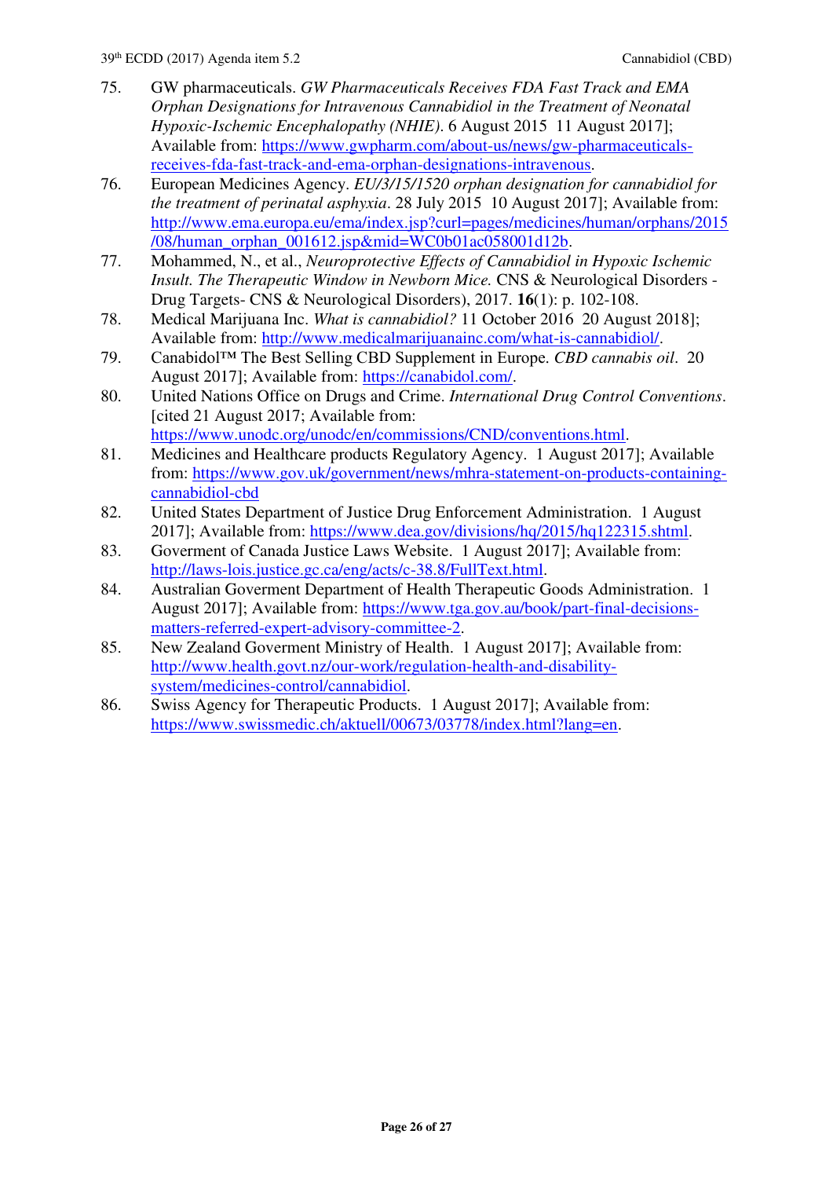75. GW pharmaceuticals. *GW Pharmaceuticals Receives FDA Fast Track and EMA Orphan Designations for Intravenous Cannabidiol in the Treatment of Neonatal Hypoxic-Ischemic Encephalopathy (NHIE)*. 6 August 2015 11 August 2017]; Available from: https://www.gwpharm.com/about-us/news/gw-pharmaceuticals-receives-fda-fast-track-and-ema-orphan-designations-intravenous.
76. European Medicines Agency. *EU/3/15/1520 orphan designation for cannabidiol for the treatment of perinatal asphyxia*. 28 July 2015 10 August 2017]; Available from: http://www.ema.europa.eu/ema/index.jsp?curl=pages/medicines/human/orphans/2015/08/human_orphan_001612.jsp&mid=WC0b01ac058001d12b.
77. Mohammed, N., et al., *Neuroprotective Effects of Cannabidiol in Hypoxic Ischemic Insult. The Therapeutic Window in Newborn Mice.* CNS & Neurological Disorders - Drug Targets- CNS & Neurological Disorders), 2017. **16**(1): p. 102-108.
78. Medical Marijuana Inc. *What is cannabidiol?* 11 October 2016 20 August 2018]; Available from: http://www.medicalmarijuanainc.com/what-is-cannabidiol/.
79. Canabidol™ The Best Selling CBD Supplement in Europe. *CBD cannabis oil*. 20 August 2017]; Available from: https://canabidol.com/.
80. United Nations Office on Drugs and Crime. *International Drug Control Conventions*. [cited 21 August 2017; Available from: https://www.unodc.org/unodc/en/commissions/CND/conventions.html.
81. Medicines and Healthcare products Regulatory Agency. 1 August 2017]; Available from: https://www.gov.uk/government/news/mhra-statement-on-products-containing-cannabidiol-cbd
82. United States Department of Justice Drug Enforcement Administration. 1 August 2017]; Available from: https://www.dea.gov/divisions/hq/2015/hq122315.shtml.
83. Goverment of Canada Justice Laws Website. 1 August 2017]; Available from: http://laws-lois.justice.gc.ca/eng/acts/c-38.8/FullText.html.
84. Australian Goverment Department of Health Therapeutic Goods Administration. 1 August 2017]; Available from: https://www.tga.gov.au/book/part-final-decisions-matters-referred-expert-advisory-committee-2.
85. New Zealand Goverment Ministry of Health. 1 August 2017]; Available from: http://www.health.govt.nz/our-work/regulation-health-and-disability-system/medicines-control/cannabidiol.
86. Swiss Agency for Therapeutic Products. 1 August 2017]; Available from: https://www.swissmedic.ch/aktuell/00673/03778/index.html?lang=en.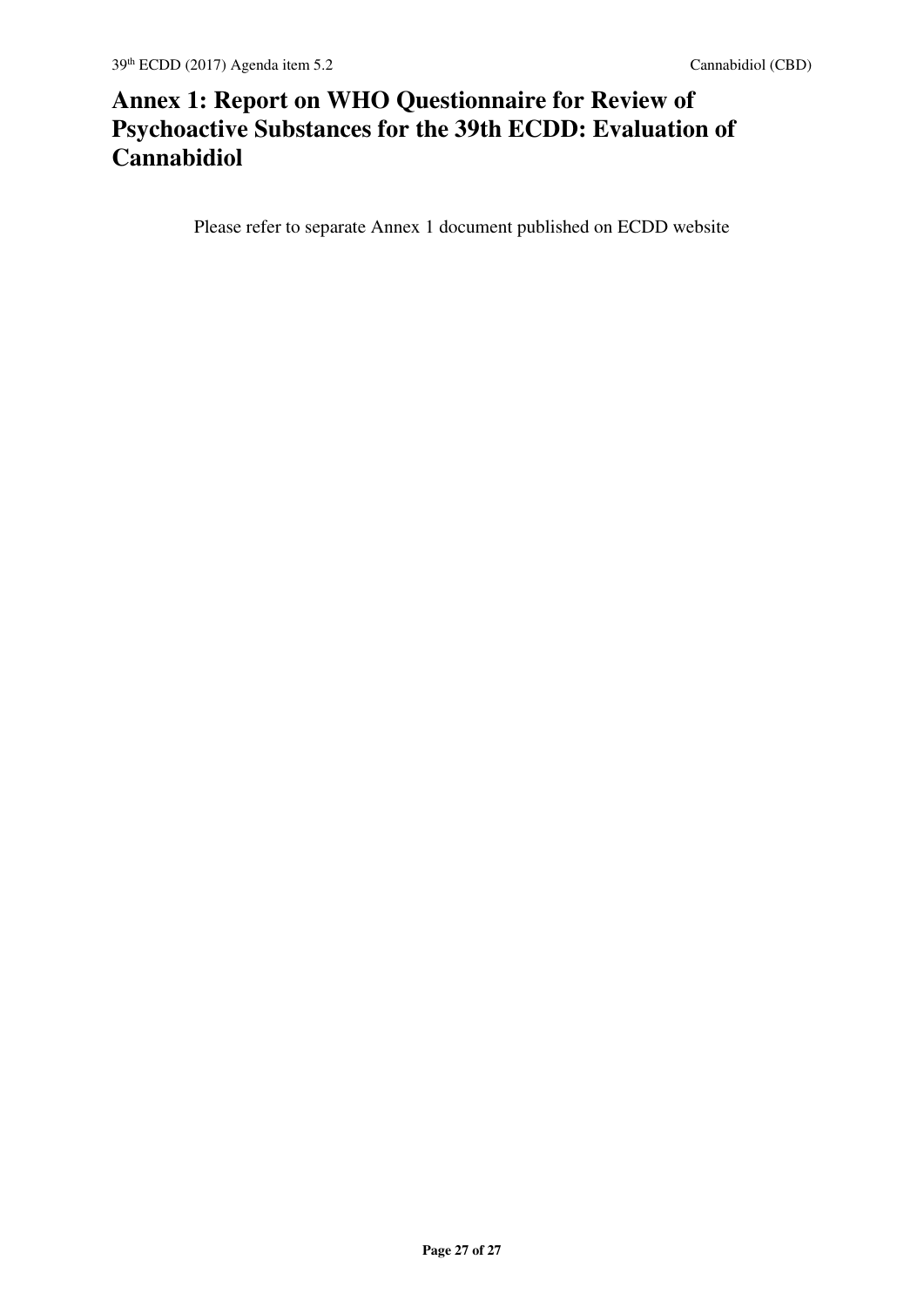# Annex 1: Report on WHO Questionnaire for Review of Psychoactive Substances for the 39th ECDD: Evaluation of Cannabidiol

Please refer to separate Annex 1 document published on ECDD website